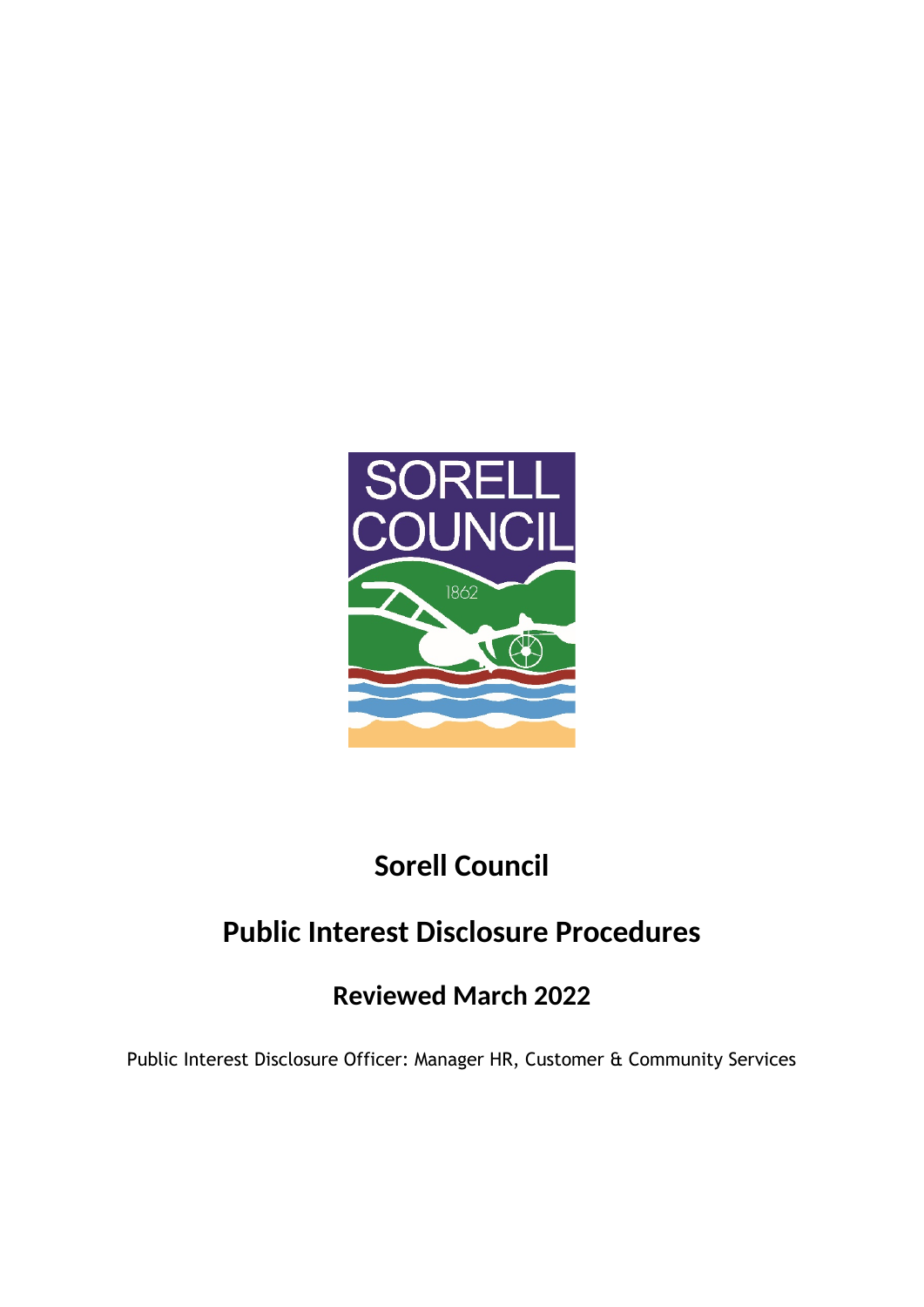# Sorell Council

## Public Interest Disclosure Procedures

### Reviewed March 2022

Public Interest Disclosure Officer: Manager HR, Customer & Community Services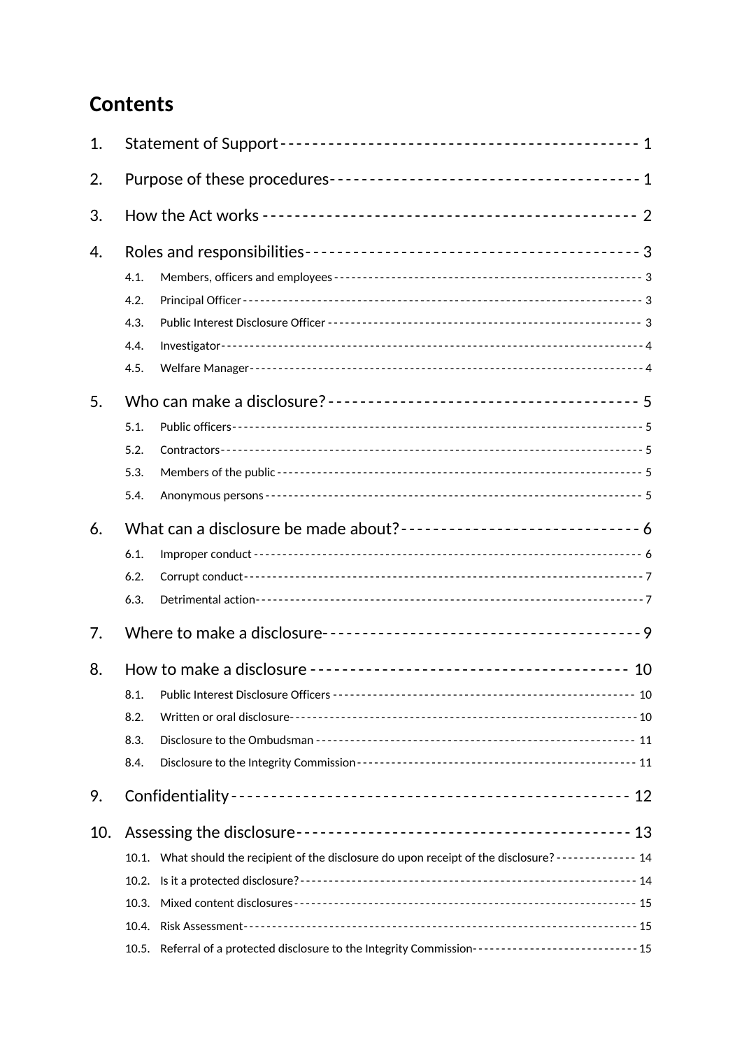# Contents

1. Statement of Support - 1
2. Purpose of these procedures - 1
3. How the Act works - 2
4. Roles and responsibilities - 3
   - 4.1. Members, officers and employees - 3
   - 4.2. Principal Officer - 3
   - 4.3. Public Interest Disclosure Officer - 3
   - 4.4. Investigator - 4
   - 4.5. Welfare Manager - 4
5. Who can make a disclosure? - 5
   - 5.1. Public officers - 5
   - 5.2. Contractors - 5
   - 5.3. Members of the public - 5
   - 5.4. Anonymous persons - 5
6. What can a disclosure be made about? - 6
   - 6.1. Improper conduct - 6
   - 6.2. Corrupt conduct - 7
   - 6.3. Detrimental action - 7
7. Where to make a disclosure - 9
8. How to make a disclosure - 10
   - 8.1. Public Interest Disclosure Officers - 10
   - 8.2. Written or oral disclosure - 10
   - 8.3. Disclosure to the Ombudsman - 11
   - 8.4. Disclosure to the Integrity Commission - 11
9. Confidentiality - 12
10. Assessing the disclosure - 13
    - 10.1. What should the recipient of the disclosure do upon receipt of the disclosure? - 14
    - 10.2. Is it a protected disclosure? - 14
    - 10.3. Mixed content disclosures - 15
    - 10.4. Risk Assessment - 15
    - 10.5. Referral of a protected disclosure to the Integrity Commission - 15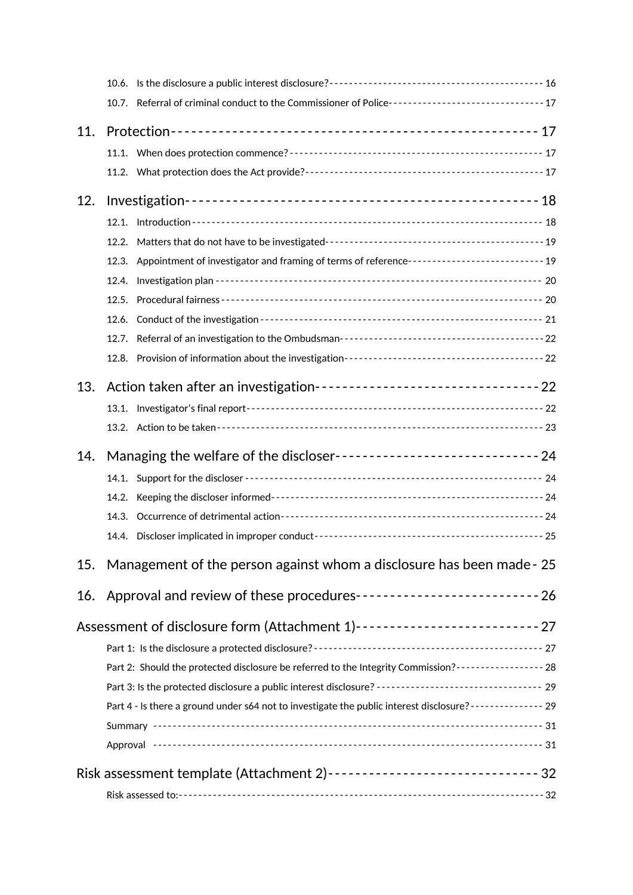10.6. Is the disclosure a public interest disclosure? - - - 16

10.7. Referral of criminal conduct to the Commissioner of Police - - - 17

11. Protection - - - 17

11.1. When does protection commence? - - - 17

11.2. What protection does the Act provide? - - - 17

12. Investigation - - - 18

12.1. Introduction - - - 18

12.2. Matters that do not have to be investigated - - - 19

12.3. Appointment of investigator and framing of terms of reference - - - 19

12.4. Investigation plan - - - 20

12.5. Procedural fairness - - - 20

12.6. Conduct of the investigation - - - 21

12.7. Referral of an investigation to the Ombudsman - - - 22

12.8. Provision of information about the investigation - - - 22

13. Action taken after an investigation - - - 22

13.1. Investigator's final report - - - 22

13.2. Action to be taken - - - 23

14. Managing the welfare of the discloser - - - 24

14.1. Support for the discloser - - - 24

14.2. Keeping the discloser informed - - - 24

14.3. Occurrence of detrimental action - - - 24

14.4. Discloser implicated in improper conduct - - - 25

15. Management of the person against whom a disclosure has been made - 25

16. Approval and review of these procedures - - - 26

Assessment of disclosure form (Attachment 1) - - - 27

Part 1: Is the disclosure a protected disclosure? - - - 27

Part 2: Should the protected disclosure be referred to the Integrity Commission? - - - 28

Part 3: Is the protected disclosure a public interest disclosure? - - - 29

Part 4 - Is there a ground under s64 not to investigate the public interest disclosure? - - - 29

Summary - - - 31

Approval - - - 31

Risk assessment template (Attachment 2) - - - 32

Risk assessed to: - - - 32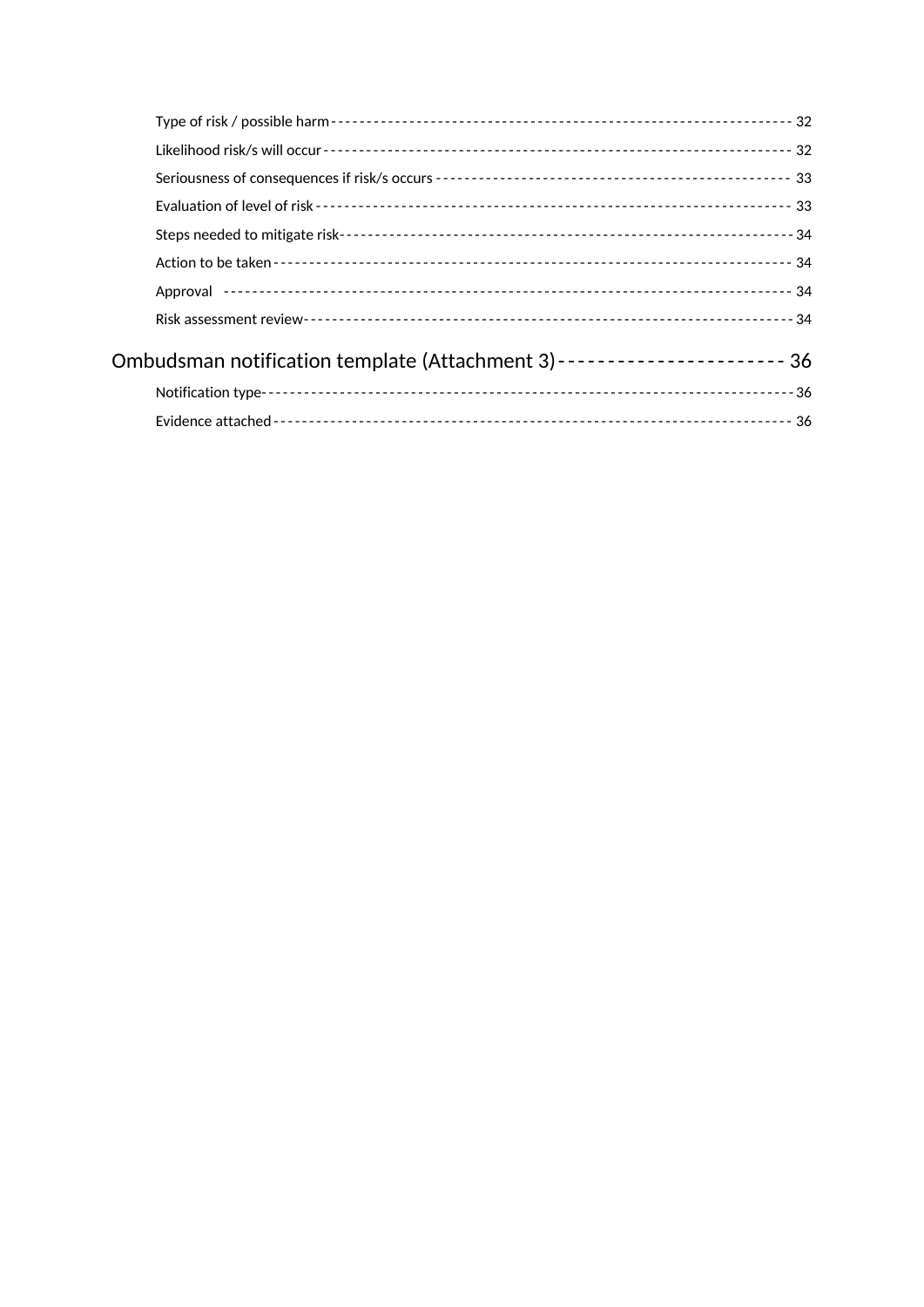Type of risk / possible harm ---------------------------------------------------------------- 32

Likelihood risk/s will occur ---------------------------------------------------------------- 32

Seriousness of consequences if risk/s occurs ------------------------------------------------ 33

Evaluation of level of risk ---------------------------------------------------------------- 33

Steps needed to mitigate risk ---------------------------------------------------------------- 34

Action to be taken ---------------------------------------------------------------- 34

Approval ---------------------------------------------------------------- 34

Risk assessment review ---------------------------------------------------------------- 34

Ombudsman notification template (Attachment 3) ----------------------- 36

Notification type ---------------------------------------------------------------- 36

Evidence attached ---------------------------------------------------------------- 36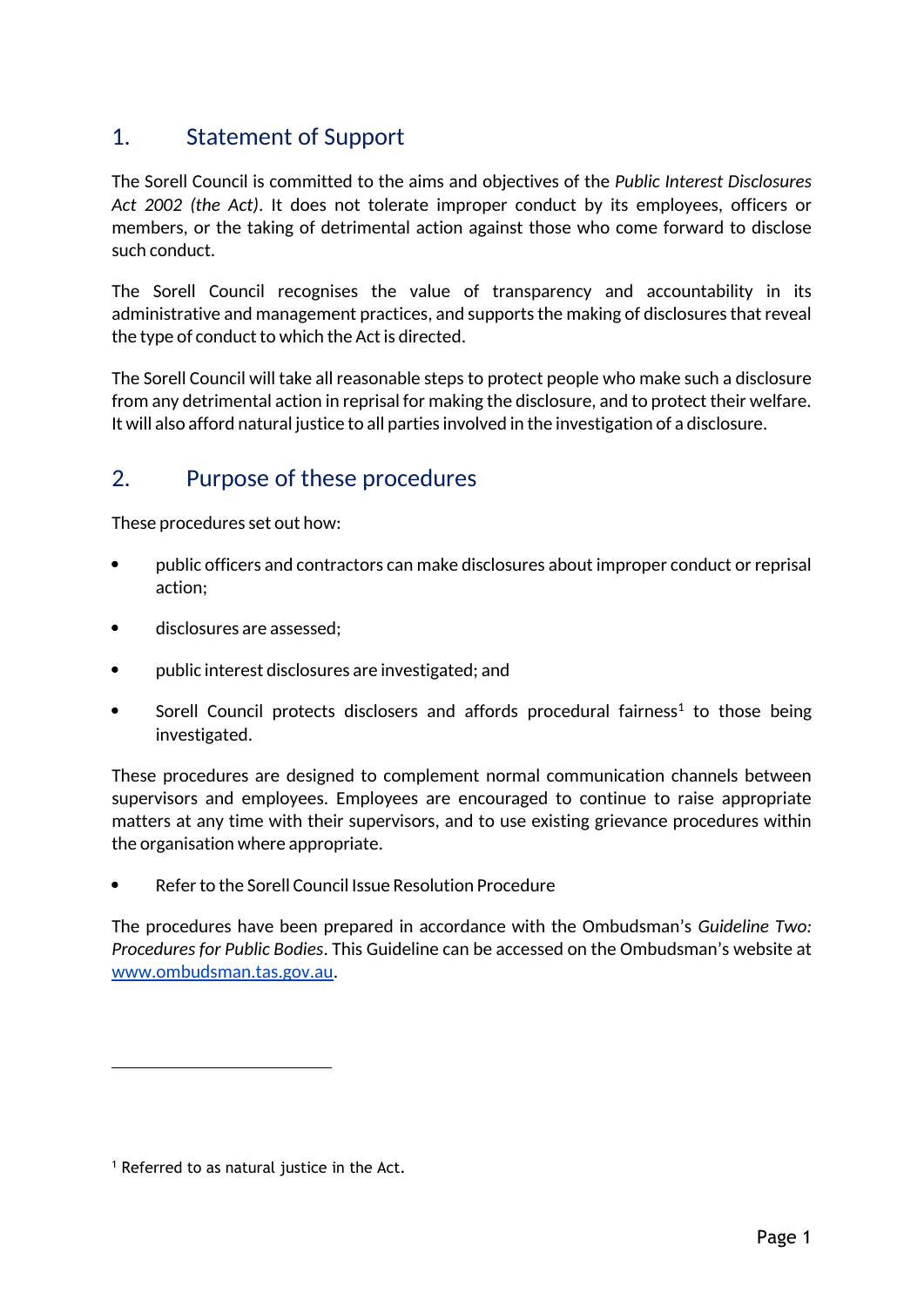## 1. Statement of Support

The Sorell Council is committed to the aims and objectives of the *Public Interest Disclosures Act 2002 (the Act)*. It does not tolerate improper conduct by its employees, officers or members, or the taking of detrimental action against those who come forward to disclose such conduct.

The Sorell Council recognises the value of transparency and accountability in its administrative and management practices, and supports the making of disclosures that reveal the type of conduct to which the Act is directed.

The Sorell Council will take all reasonable steps to protect people who make such a disclosure from any detrimental action in reprisal for making the disclosure, and to protect their welfare. It will also afford natural justice to all parties involved in the investigation of a disclosure.

## 2. Purpose of these procedures

These procedures set out how:

- public officers and contractors can make disclosures about improper conduct or reprisal action;
- disclosures are assessed;
- public interest disclosures are investigated; and
- Sorell Council protects disclosers and affords procedural fairness[1] to those being investigated.

These procedures are designed to complement normal communication channels between supervisors and employees. Employees are encouraged to continue to raise appropriate matters at any time with their supervisors, and to use existing grievance procedures within the organisation where appropriate.

- Refer to the Sorell Council Issue Resolution Procedure

The procedures have been prepared in accordance with the Ombudsman's *Guideline Two: Procedures for Public Bodies*. This Guideline can be accessed on the Ombudsman's website at [www.ombudsman.tas.gov.au](http://www.ombudsman.tas.gov.au).

---

[1] Referred to as natural justice in the Act.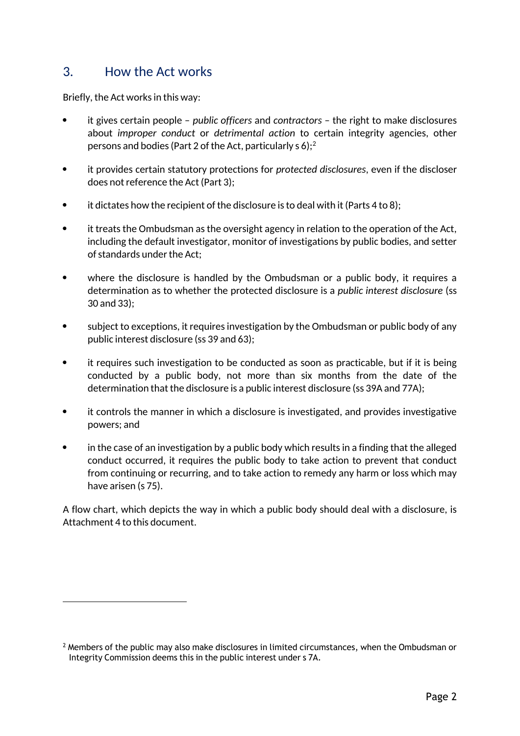## 3. How the Act works

Briefly, the Act works in this way:

- it gives certain people – *public officers* and *contractors* – the right to make disclosures about *improper conduct* or *detrimental action* to certain integrity agencies, other persons and bodies (Part 2 of the Act, particularly s 6);[2]

- it provides certain statutory protections for *protected disclosures*, even if the discloser does not reference the Act (Part 3);

- it dictates how the recipient of the disclosure is to deal with it (Parts 4 to 8);

- it treats the Ombudsman as the oversight agency in relation to the operation of the Act, including the default investigator, monitor of investigations by public bodies, and setter of standards under the Act;

- where the disclosure is handled by the Ombudsman or a public body, it requires a determination as to whether the protected disclosure is a *public interest disclosure* (ss 30 and 33);

- subject to exceptions, it requires investigation by the Ombudsman or public body of any public interest disclosure (ss 39 and 63);

- it requires such investigation to be conducted as soon as practicable, but if it is being conducted by a public body, not more than six months from the date of the determination that the disclosure is a public interest disclosure (ss 39A and 77A);

- it controls the manner in which a disclosure is investigated, and provides investigative powers; and

- in the case of an investigation by a public body which results in a finding that the alleged conduct occurred, it requires the public body to take action to prevent that conduct from continuing or recurring, and to take action to remedy any harm or loss which may have arisen (s 75).

A flow chart, which depicts the way in which a public body should deal with a disclosure, is Attachment 4 to this document.

---

[2] Members of the public may also make disclosures in limited circumstances, when the Ombudsman or Integrity Commission deems this in the public interest under s 7A.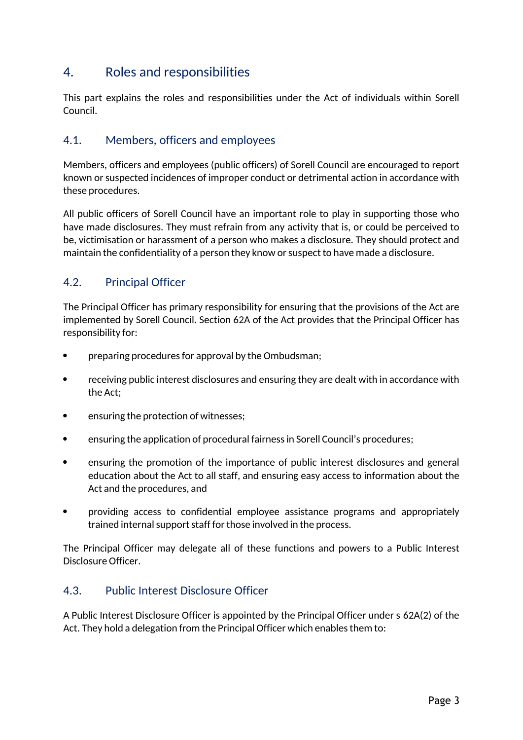## 4. Roles and responsibilities

This part explains the roles and responsibilities under the Act of individuals within Sorell Council.

### 4.1. Members, officers and employees

Members, officers and employees (public officers) of Sorell Council are encouraged to report known or suspected incidences of improper conduct or detrimental action in accordance with these procedures.

All public officers of Sorell Council have an important role to play in supporting those who have made disclosures. They must refrain from any activity that is, or could be perceived to be, victimisation or harassment of a person who makes a disclosure. They should protect and maintain the confidentiality of a person they know or suspect to have made a disclosure.

### 4.2. Principal Officer

The Principal Officer has primary responsibility for ensuring that the provisions of the Act are implemented by Sorell Council. Section 62A of the Act provides that the Principal Officer has responsibility for:

- preparing procedures for approval by the Ombudsman;
- receiving public interest disclosures and ensuring they are dealt with in accordance with the Act;
- ensuring the protection of witnesses;
- ensuring the application of procedural fairness in Sorell Council's procedures;
- ensuring the promotion of the importance of public interest disclosures and general education about the Act to all staff, and ensuring easy access to information about the Act and the procedures, and
- providing access to confidential employee assistance programs and appropriately trained internal support staff for those involved in the process.

The Principal Officer may delegate all of these functions and powers to a Public Interest Disclosure Officer.

### 4.3. Public Interest Disclosure Officer

A Public Interest Disclosure Officer is appointed by the Principal Officer under s 62A(2) of the Act. They hold a delegation from the Principal Officer which enables them to: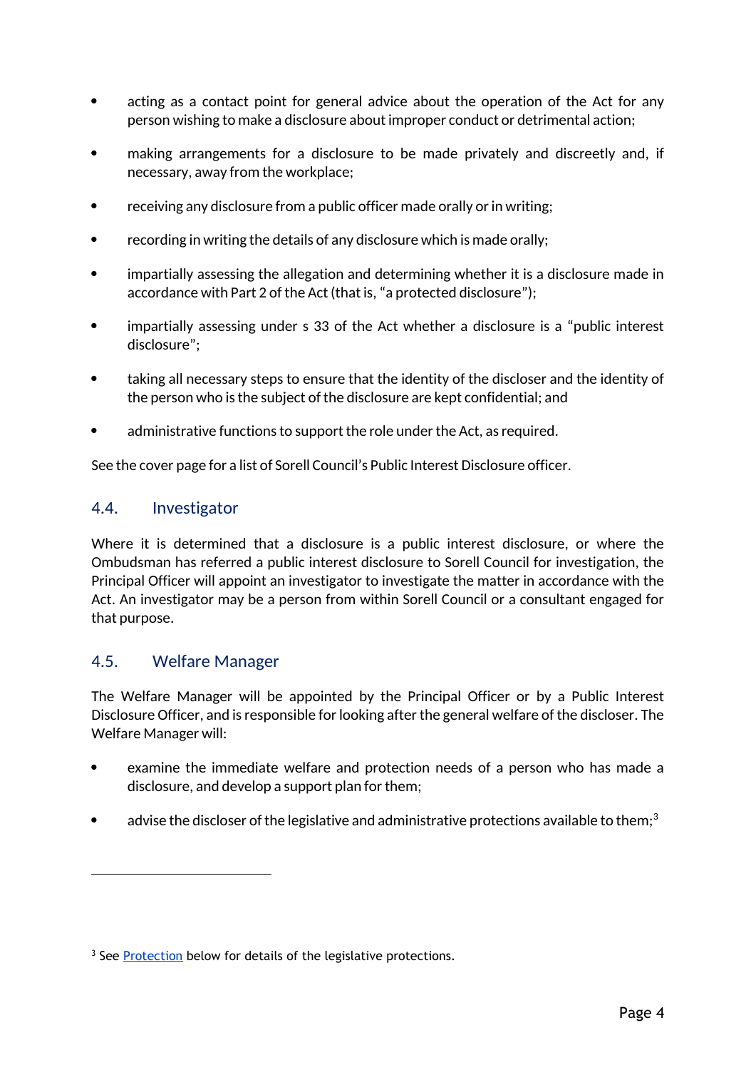- acting as a contact point for general advice about the operation of the Act for any person wishing to make a disclosure about improper conduct or detrimental action;
- making arrangements for a disclosure to be made privately and discreetly and, if necessary, away from the workplace;
- receiving any disclosure from a public officer made orally or in writing;
- recording in writing the details of any disclosure which is made orally;
- impartially assessing the allegation and determining whether it is a disclosure made in accordance with Part 2 of the Act (that is, "a protected disclosure");
- impartially assessing under s 33 of the Act whether a disclosure is a "public interest disclosure";
- taking all necessary steps to ensure that the identity of the discloser and the identity of the person who is the subject of the disclosure are kept confidential; and
- administrative functions to support the role under the Act, as required.

See the cover page for a list of Sorell Council's Public Interest Disclosure officer.

## 4.4. Investigator

Where it is determined that a disclosure is a public interest disclosure, or where the Ombudsman has referred a public interest disclosure to Sorell Council for investigation, the Principal Officer will appoint an investigator to investigate the matter in accordance with the Act. An investigator may be a person from within Sorell Council or a consultant engaged for that purpose.

## 4.5. Welfare Manager

The Welfare Manager will be appointed by the Principal Officer or by a Public Interest Disclosure Officer, and is responsible for looking after the general welfare of the discloser. The Welfare Manager will:

- examine the immediate welfare and protection needs of a person who has made a disclosure, and develop a support plan for them;
- advise the discloser of the legislative and administrative protections available to them;[3]

[3] See Protection below for details of the legislative protections.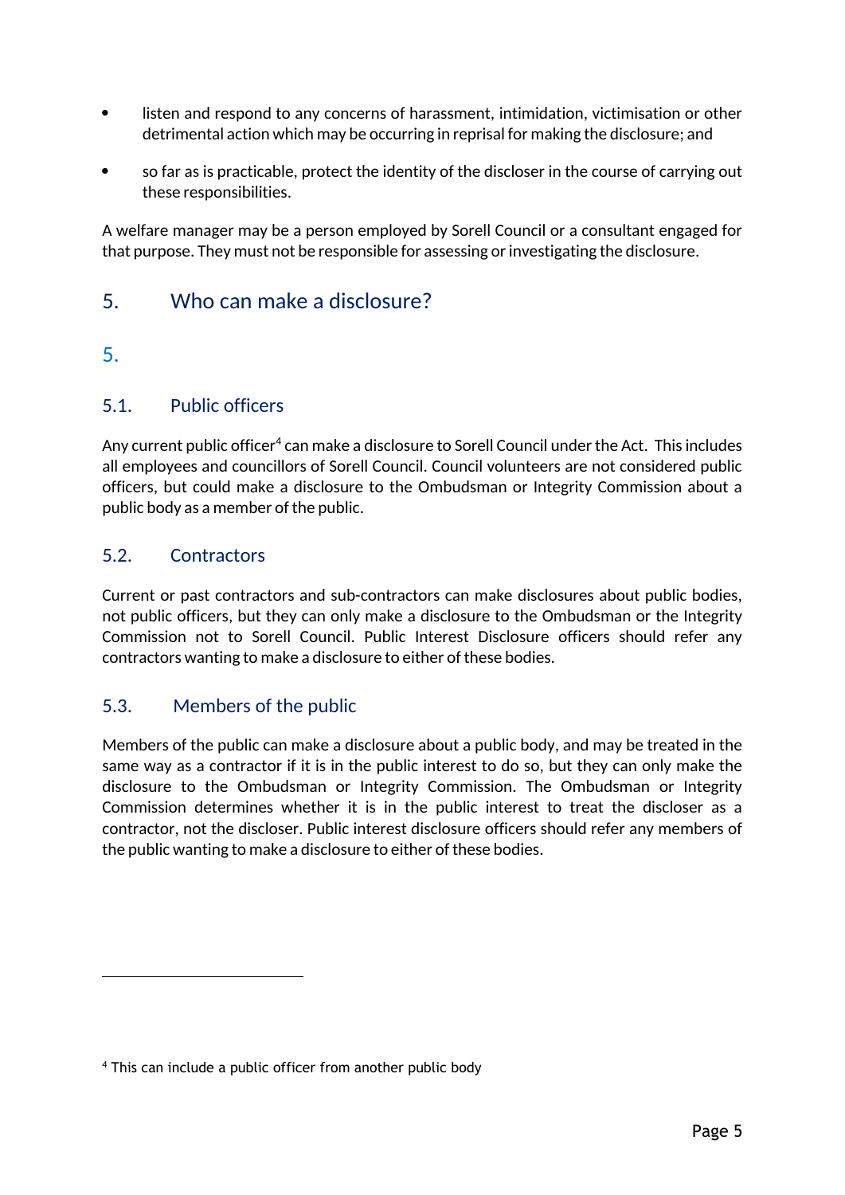- listen and respond to any concerns of harassment, intimidation, victimisation or other detrimental action which may be occurring in reprisal for making the disclosure; and
- so far as is practicable, protect the identity of the discloser in the course of carrying out these responsibilities.

A welfare manager may be a person employed by Sorell Council or a consultant engaged for that purpose. They must not be responsible for assessing or investigating the disclosure.

## 5. Who can make a disclosure?

5.

### 5.1. Public officers

Any current public officer[4] can make a disclosure to Sorell Council under the Act. This includes all employees and councillors of Sorell Council. Council volunteers are not considered public officers, but could make a disclosure to the Ombudsman or Integrity Commission about a public body as a member of the public.

### 5.2. Contractors

Current or past contractors and sub-contractors can make disclosures about public bodies, not public officers, but they can only make a disclosure to the Ombudsman or the Integrity Commission not to Sorell Council. Public Interest Disclosure officers should refer any contractors wanting to make a disclosure to either of these bodies.

### 5.3. Members of the public

Members of the public can make a disclosure about a public body, and may be treated in the same way as a contractor if it is in the public interest to do so, but they can only make the disclosure to the Ombudsman or Integrity Commission. The Ombudsman or Integrity Commission determines whether it is in the public interest to treat the discloser as a contractor, not the discloser. Public interest disclosure officers should refer any members of the public wanting to make a disclosure to either of these bodies.

---

[4] This can include a public officer from another public body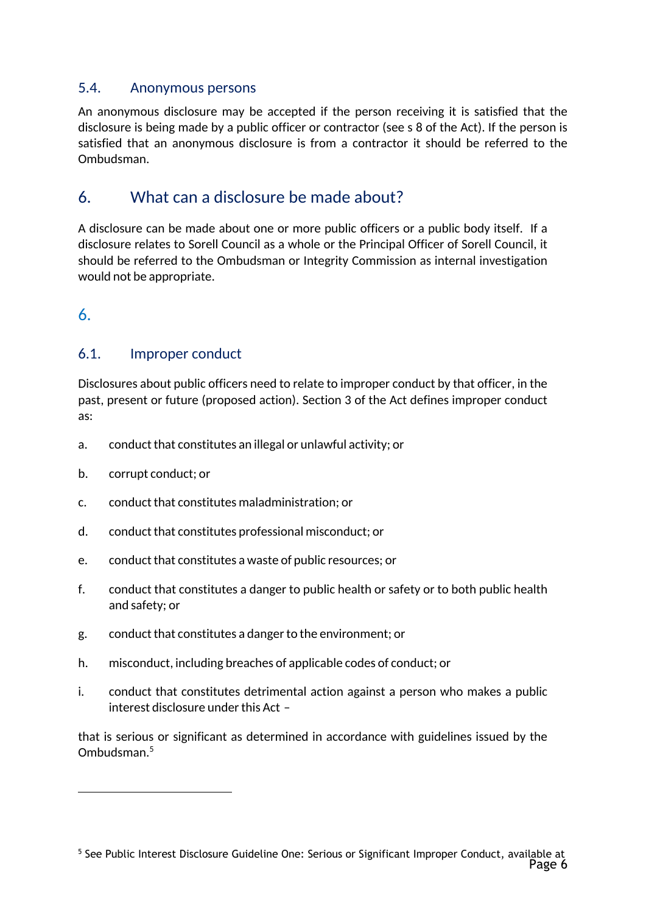### 5.4. Anonymous persons

An anonymous disclosure may be accepted if the person receiving it is satisfied that the disclosure is being made by a public officer or contractor (see s 8 of the Act). If the person is satisfied that an anonymous disclosure is from a contractor it should be referred to the Ombudsman.

## 6. What can a disclosure be made about?

A disclosure can be made about one or more public officers or a public body itself. If a disclosure relates to Sorell Council as a whole or the Principal Officer of Sorell Council, it should be referred to the Ombudsman or Integrity Commission as internal investigation would not be appropriate.

## 6.

### 6.1. Improper conduct

Disclosures about public officers need to relate to improper conduct by that officer, in the past, present or future (proposed action). Section 3 of the Act defines improper conduct as:

a. conduct that constitutes an illegal or unlawful activity; or

b. corrupt conduct; or

c. conduct that constitutes maladministration; or

d. conduct that constitutes professional misconduct; or

e. conduct that constitutes a waste of public resources; or

f. conduct that constitutes a danger to public health or safety or to both public health and safety; or

g. conduct that constitutes a danger to the environment; or

h. misconduct, including breaches of applicable codes of conduct; or

i. conduct that constitutes detrimental action against a person who makes a public interest disclosure under this Act –

that is serious or significant as determined in accordance with guidelines issued by the Ombudsman.[5]

---

[5] See Public Interest Disclosure Guideline One: Serious or Significant Improper Conduct, available at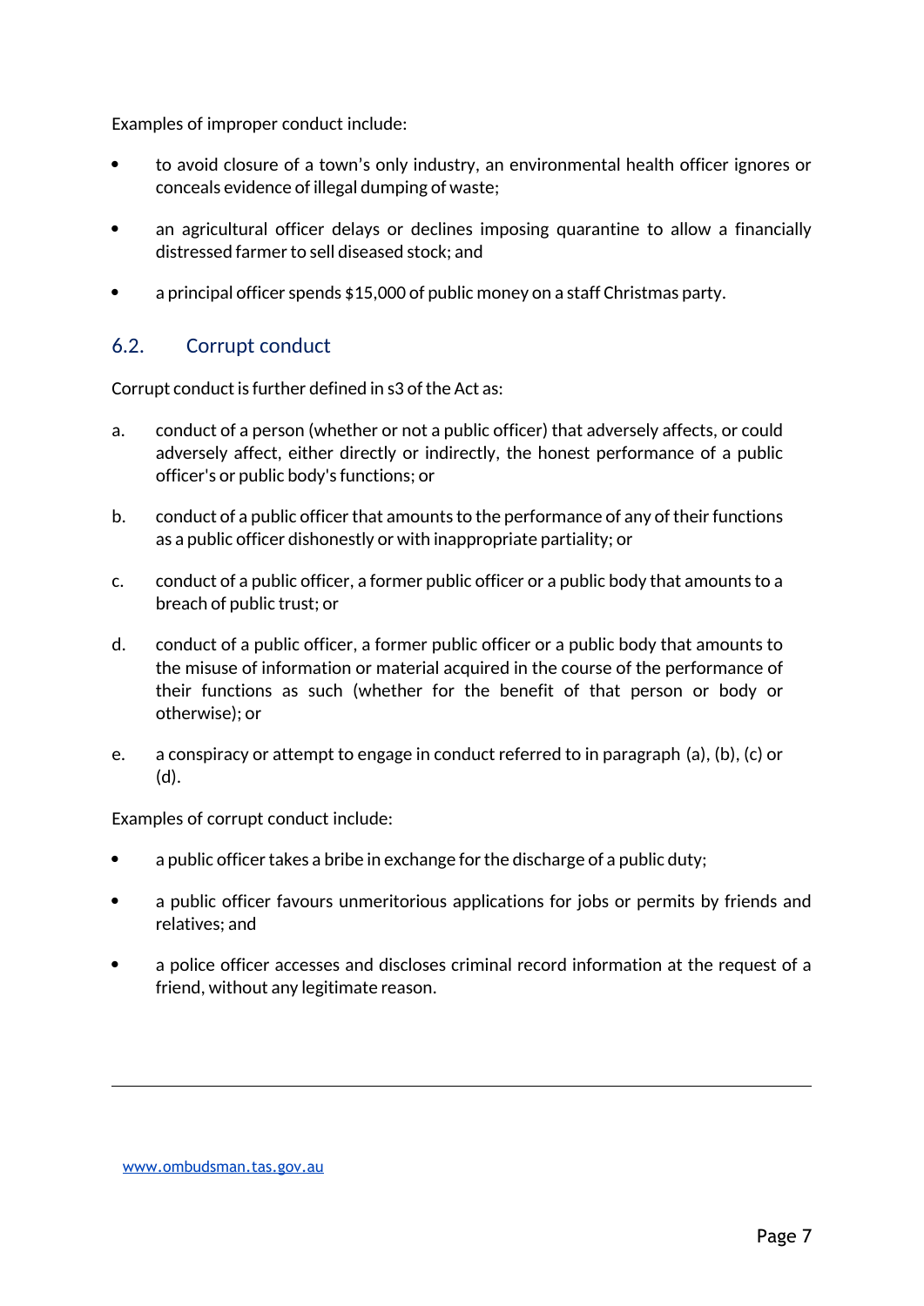Examples of improper conduct include:

- to avoid closure of a town's only industry, an environmental health officer ignores or conceals evidence of illegal dumping of waste;
- an agricultural officer delays or declines imposing quarantine to allow a financially distressed farmer to sell diseased stock; and
- a principal officer spends $15,000 of public money on a staff Christmas party.

## 6.2. Corrupt conduct

Corrupt conduct is further defined in s3 of the Act as:

a. conduct of a person (whether or not a public officer) that adversely affects, or could adversely affect, either directly or indirectly, the honest performance of a public officer's or public body's functions; or

b. conduct of a public officer that amounts to the performance of any of their functions as a public officer dishonestly or with inappropriate partiality; or

c. conduct of a public officer, a former public officer or a public body that amounts to a breach of public trust; or

d. conduct of a public officer, a former public officer or a public body that amounts to the misuse of information or material acquired in the course of the performance of their functions as such (whether for the benefit of that person or body or otherwise); or

e. a conspiracy or attempt to engage in conduct referred to in paragraph (a), (b), (c) or (d).

Examples of corrupt conduct include:

- a public officer takes a bribe in exchange for the discharge of a public duty;
- a public officer favours unmeritorious applications for jobs or permits by friends and relatives; and
- a police officer accesses and discloses criminal record information at the request of a friend, without any legitimate reason.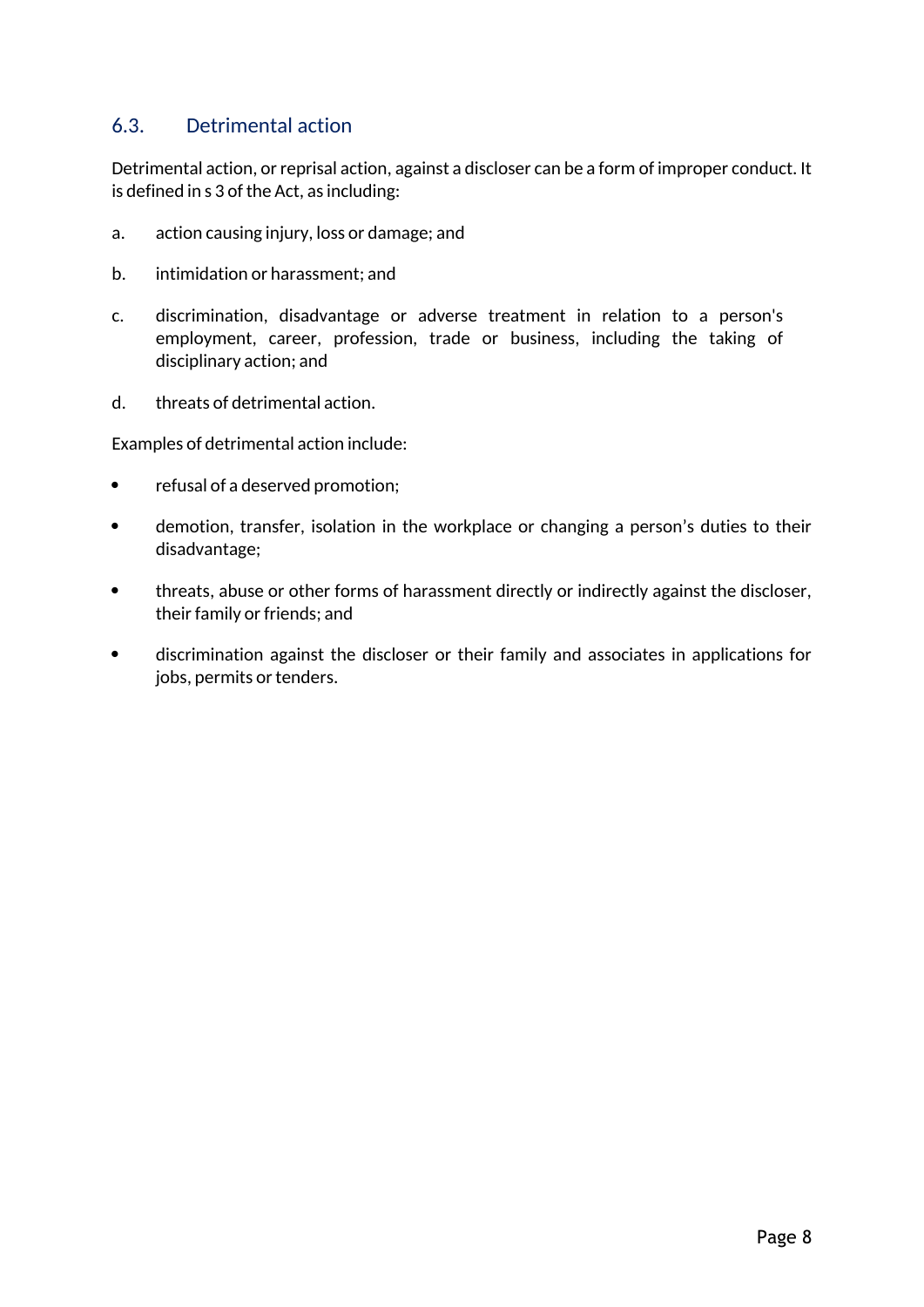### 6.3. Detrimental action

Detrimental action, or reprisal action, against a discloser can be a form of improper conduct. It is defined in s 3 of the Act, as including:

a. action causing injury, loss or damage; and

b. intimidation or harassment; and

c. discrimination, disadvantage or adverse treatment in relation to a person's employment, career, profession, trade or business, including the taking of disciplinary action; and

d. threats of detrimental action.

Examples of detrimental action include:

- refusal of a deserved promotion;
- demotion, transfer, isolation in the workplace or changing a person's duties to their disadvantage;
- threats, abuse or other forms of harassment directly or indirectly against the discloser, their family or friends; and
- discrimination against the discloser or their family and associates in applications for jobs, permits or tenders.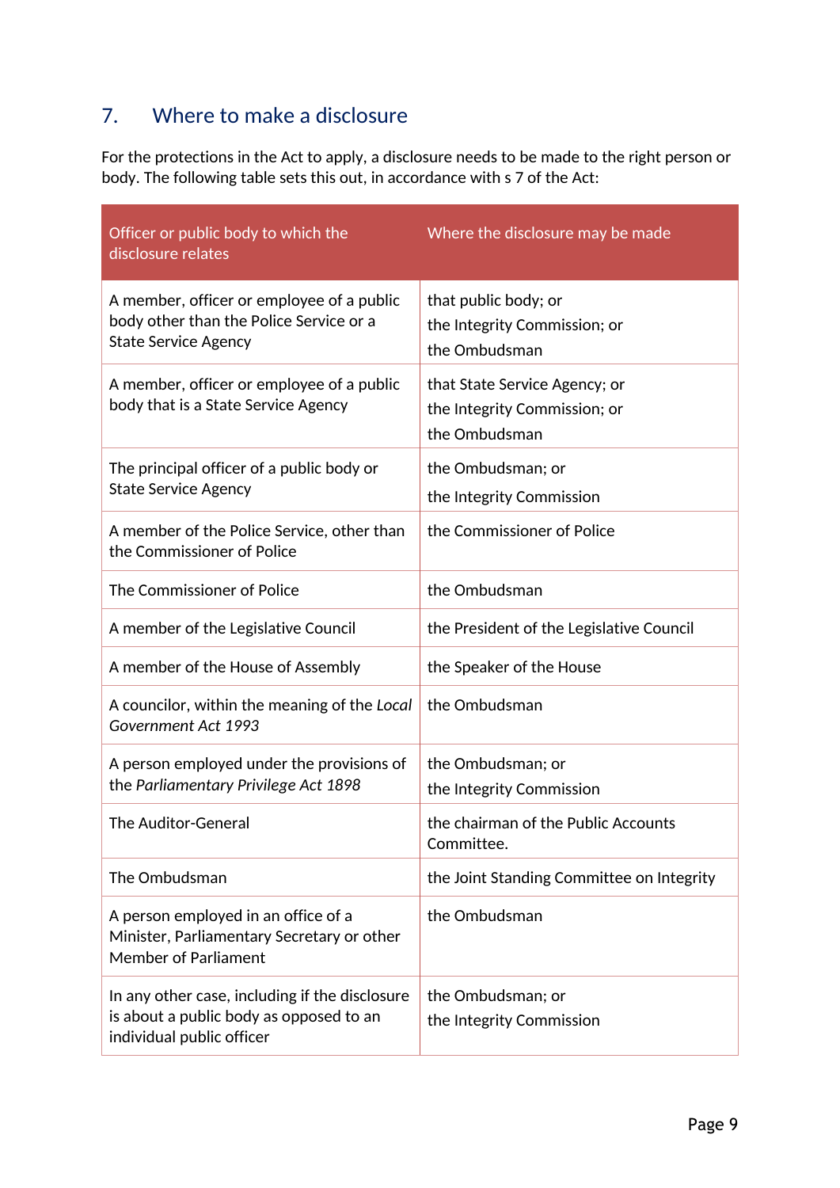## 7. Where to make a disclosure

For the protections in the Act to apply, a disclosure needs to be made to the right person or body. The following table sets this out, in accordance with s 7 of the Act:

| Officer or public body to which the disclosure relates | Where the disclosure may be made |
|---|---|
| A member, officer or employee of a public body other than the Police Service or a State Service Agency | that public body; or<br>the Integrity Commission; or<br>the Ombudsman |
| A member, officer or employee of a public body that is a State Service Agency | that State Service Agency; or<br>the Integrity Commission; or<br>the Ombudsman |
| The principal officer of a public body or State Service Agency | the Ombudsman; or<br>the Integrity Commission |
| A member of the Police Service, other than the Commissioner of Police | the Commissioner of Police |
| The Commissioner of Police | the Ombudsman |
| A member of the Legislative Council | the President of the Legislative Council |
| A member of the House of Assembly | the Speaker of the House |
| A councilor, within the meaning of the *Local Government Act 1993* | the Ombudsman |
| A person employed under the provisions of the *Parliamentary Privilege Act 1898* | the Ombudsman; or<br>the Integrity Commission |
| The Auditor-General | the chairman of the Public Accounts Committee. |
| The Ombudsman | the Joint Standing Committee on Integrity |
| A person employed in an office of a Minister, Parliamentary Secretary or other Member of Parliament | the Ombudsman |
| In any other case, including if the disclosure is about a public body as opposed to an individual public officer | the Ombudsman; or<br>the Integrity Commission |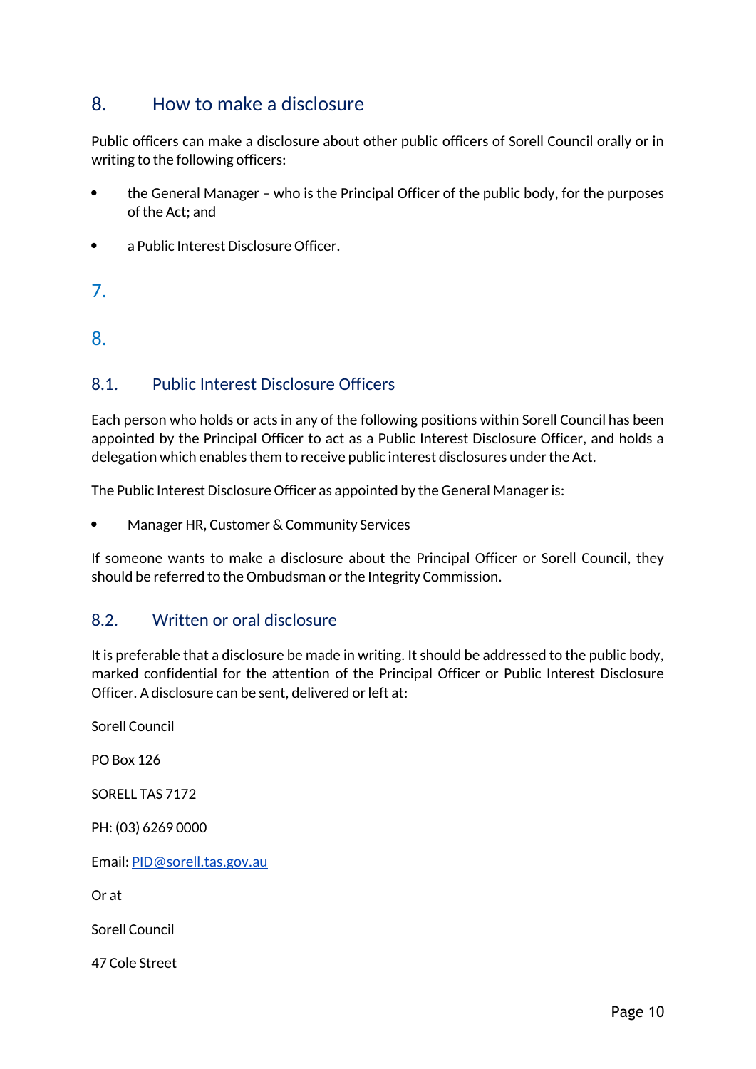## 8. How to make a disclosure

Public officers can make a disclosure about other public officers of Sorell Council orally or in writing to the following officers:

- the General Manager – who is the Principal Officer of the public body, for the purposes of the Act; and
- a Public Interest Disclosure Officer.

## 7.

## 8.

### 8.1. Public Interest Disclosure Officers

Each person who holds or acts in any of the following positions within Sorell Council has been appointed by the Principal Officer to act as a Public Interest Disclosure Officer, and holds a delegation which enables them to receive public interest disclosures under the Act.

The Public Interest Disclosure Officer as appointed by the General Manager is:

- Manager HR, Customer & Community Services

If someone wants to make a disclosure about the Principal Officer or Sorell Council, they should be referred to the Ombudsman or the Integrity Commission.

### 8.2. Written or oral disclosure

It is preferable that a disclosure be made in writing. It should be addressed to the public body, marked confidential for the attention of the Principal Officer or Public Interest Disclosure Officer. A disclosure can be sent, delivered or left at:

Sorell Council

PO Box 126

SORELL TAS 7172

PH: (03) 6269 0000

Email: PID@sorell.tas.gov.au

Or at

Sorell Council

47 Cole Street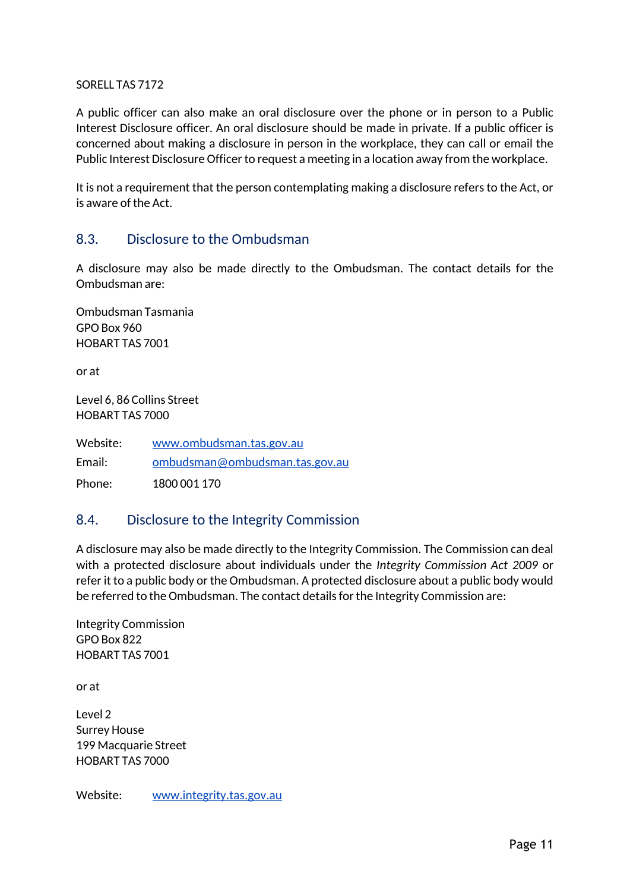SORELL TAS 7172

A public officer can also make an oral disclosure over the phone or in person to a Public Interest Disclosure officer. An oral disclosure should be made in private. If a public officer is concerned about making a disclosure in person in the workplace, they can call or email the Public Interest Disclosure Officer to request a meeting in a location away from the workplace.

It is not a requirement that the person contemplating making a disclosure refers to the Act, or is aware of the Act.

## 8.3. Disclosure to the Ombudsman

A disclosure may also be made directly to the Ombudsman. The contact details for the Ombudsman are:

Ombudsman Tasmania
GPO Box 960
HOBART TAS 7001

or at

Level 6, 86 Collins Street
HOBART TAS 7000

Website: www.ombudsman.tas.gov.au

Email: ombudsman@ombudsman.tas.gov.au

Phone: 1800 001 170

## 8.4. Disclosure to the Integrity Commission

A disclosure may also be made directly to the Integrity Commission. The Commission can deal with a protected disclosure about individuals under the *Integrity Commission Act 2009* or refer it to a public body or the Ombudsman. A protected disclosure about a public body would be referred to the Ombudsman. The contact details for the Integrity Commission are:

Integrity Commission
GPO Box 822
HOBART TAS 7001

or at

Level 2
Surrey House
199 Macquarie Street
HOBART TAS 7000

Website: www.integrity.tas.gov.au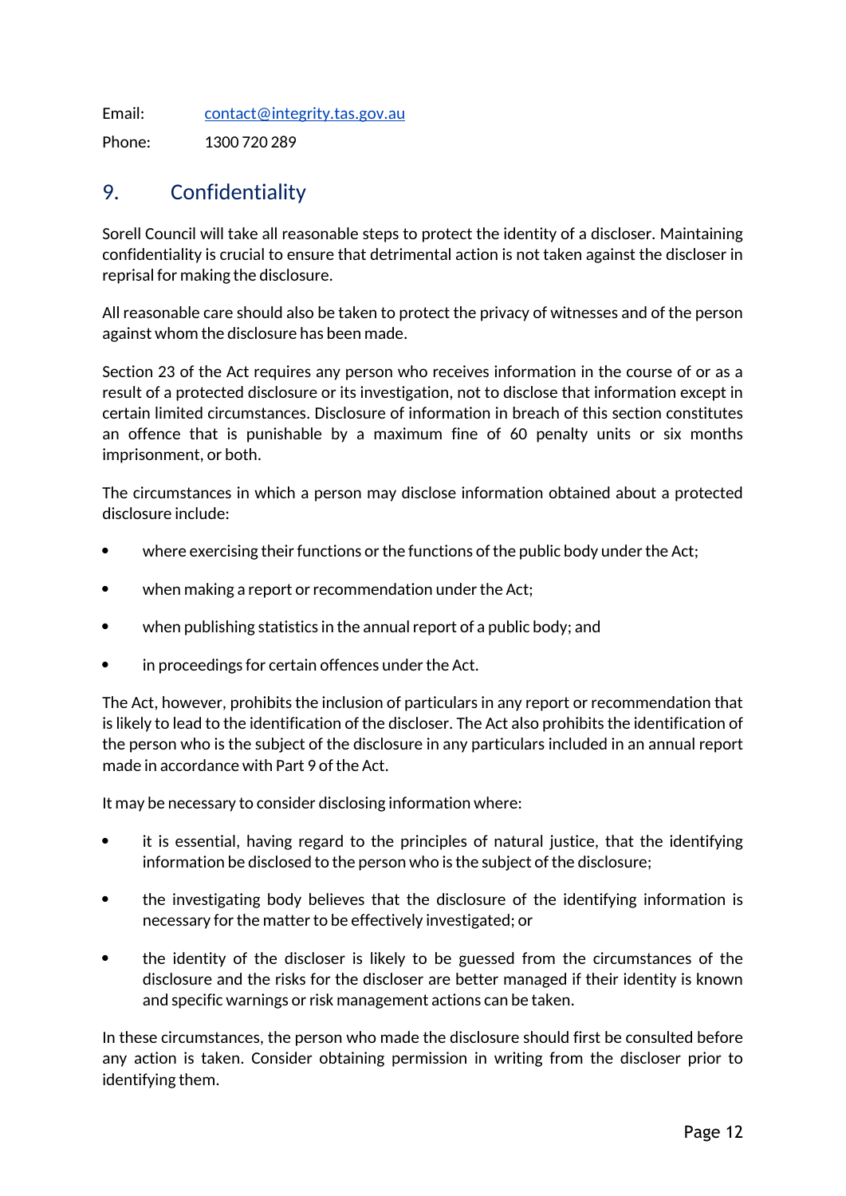Email: contact@integrity.tas.gov.au

Phone: 1300 720 289

## 9. Confidentiality

Sorell Council will take all reasonable steps to protect the identity of a discloser. Maintaining confidentiality is crucial to ensure that detrimental action is not taken against the discloser in reprisal for making the disclosure.

All reasonable care should also be taken to protect the privacy of witnesses and of the person against whom the disclosure has been made.

Section 23 of the Act requires any person who receives information in the course of or as a result of a protected disclosure or its investigation, not to disclose that information except in certain limited circumstances. Disclosure of information in breach of this section constitutes an offence that is punishable by a maximum fine of 60 penalty units or six months imprisonment, or both.

The circumstances in which a person may disclose information obtained about a protected disclosure include:

- where exercising their functions or the functions of the public body under the Act;
- when making a report or recommendation under the Act;
- when publishing statistics in the annual report of a public body; and
- in proceedings for certain offences under the Act.

The Act, however, prohibits the inclusion of particulars in any report or recommendation that is likely to lead to the identification of the discloser. The Act also prohibits the identification of the person who is the subject of the disclosure in any particulars included in an annual report made in accordance with Part 9 of the Act.

It may be necessary to consider disclosing information where:

- it is essential, having regard to the principles of natural justice, that the identifying information be disclosed to the person who is the subject of the disclosure;
- the investigating body believes that the disclosure of the identifying information is necessary for the matter to be effectively investigated; or
- the identity of the discloser is likely to be guessed from the circumstances of the disclosure and the risks for the discloser are better managed if their identity is known and specific warnings or risk management actions can be taken.

In these circumstances, the person who made the disclosure should first be consulted before any action is taken. Consider obtaining permission in writing from the discloser prior to identifying them.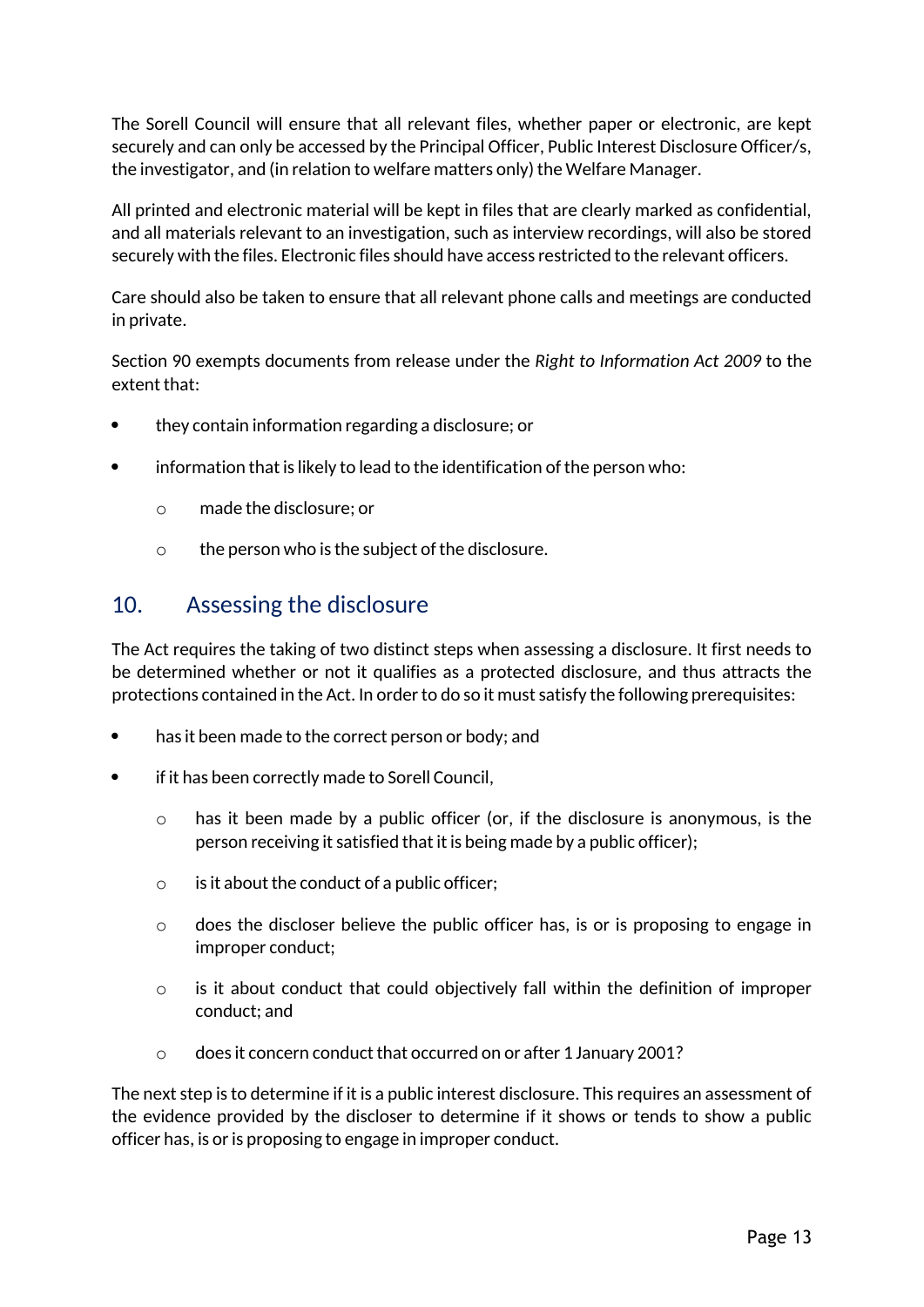The Sorell Council will ensure that all relevant files, whether paper or electronic, are kept securely and can only be accessed by the Principal Officer, Public Interest Disclosure Officer/s, the investigator, and (in relation to welfare matters only) the Welfare Manager.

All printed and electronic material will be kept in files that are clearly marked as confidential, and all materials relevant to an investigation, such as interview recordings, will also be stored securely with the files. Electronic files should have access restricted to the relevant officers.

Care should also be taken to ensure that all relevant phone calls and meetings are conducted in private.

Section 90 exempts documents from release under the *Right to Information Act 2009* to the extent that:

- they contain information regarding a disclosure; or
- information that is likely to lead to the identification of the person who:
  - made the disclosure; or
  - the person who is the subject of the disclosure.

## 10. Assessing the disclosure

The Act requires the taking of two distinct steps when assessing a disclosure. It first needs to be determined whether or not it qualifies as a protected disclosure, and thus attracts the protections contained in the Act. In order to do so it must satisfy the following prerequisites:

- has it been made to the correct person or body; and
- if it has been correctly made to Sorell Council,
  - has it been made by a public officer (or, if the disclosure is anonymous, is the person receiving it satisfied that it is being made by a public officer);
  - is it about the conduct of a public officer;
  - does the discloser believe the public officer has, is or is proposing to engage in improper conduct;
  - is it about conduct that could objectively fall within the definition of improper conduct; and
  - does it concern conduct that occurred on or after 1 January 2001?

The next step is to determine if it is a public interest disclosure. This requires an assessment of the evidence provided by the discloser to determine if it shows or tends to show a public officer has, is or is proposing to engage in improper conduct.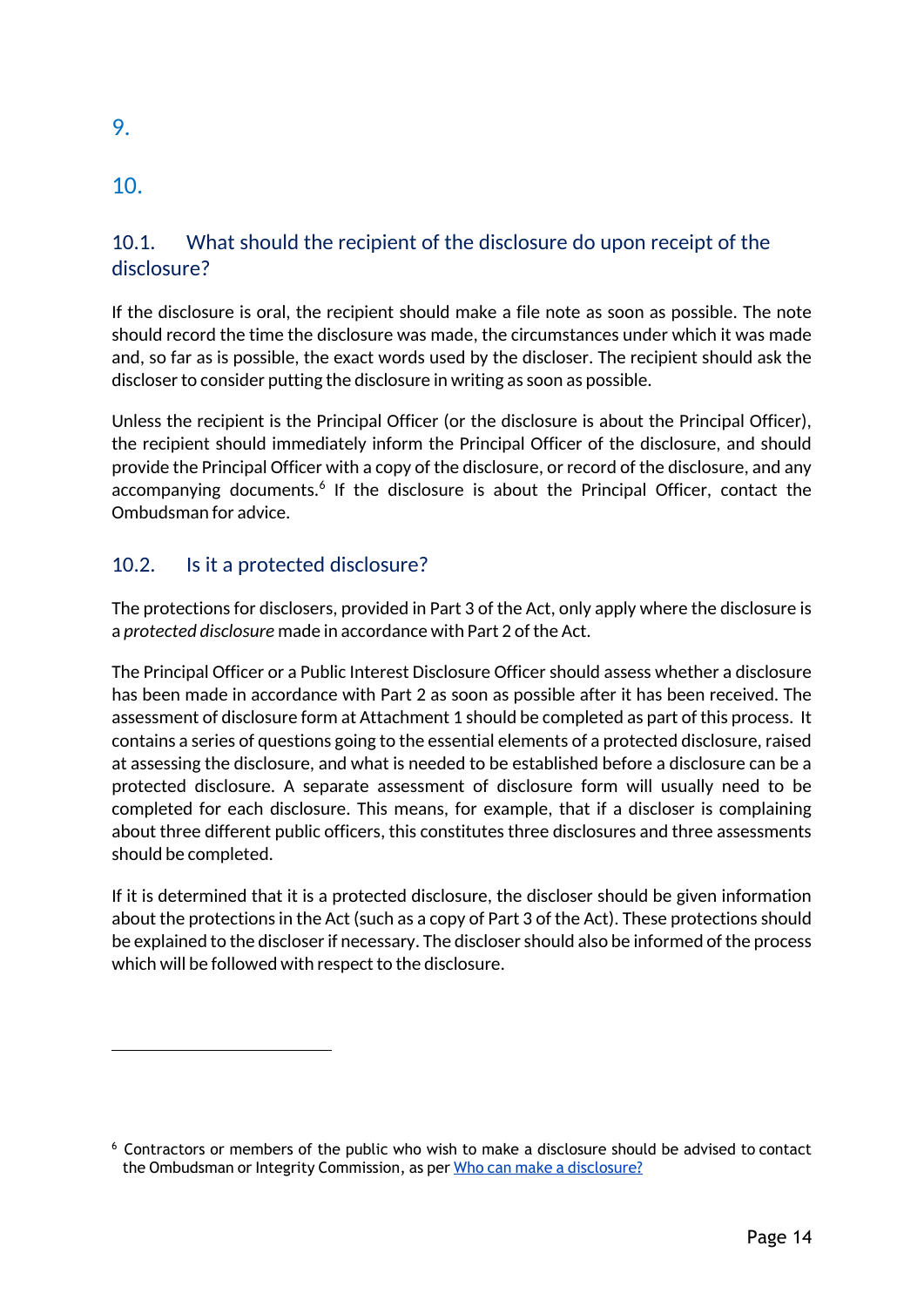## 9.

## 10.

### 10.1. What should the recipient of the disclosure do upon receipt of the disclosure?

If the disclosure is oral, the recipient should make a file note as soon as possible. The note should record the time the disclosure was made, the circumstances under which it was made and, so far as is possible, the exact words used by the discloser. The recipient should ask the discloser to consider putting the disclosure in writing as soon as possible.

Unless the recipient is the Principal Officer (or the disclosure is about the Principal Officer), the recipient should immediately inform the Principal Officer of the disclosure, and should provide the Principal Officer with a copy of the disclosure, or record of the disclosure, and any accompanying documents.[6] If the disclosure is about the Principal Officer, contact the Ombudsman for advice.

### 10.2. Is it a protected disclosure?

The protections for disclosers, provided in Part 3 of the Act, only apply where the disclosure is a *protected disclosure* made in accordance with Part 2 of the Act.

The Principal Officer or a Public Interest Disclosure Officer should assess whether a disclosure has been made in accordance with Part 2 as soon as possible after it has been received. The assessment of disclosure form at Attachment 1 should be completed as part of this process. It contains a series of questions going to the essential elements of a protected disclosure, raised at assessing the disclosure, and what is needed to be established before a disclosure can be a protected disclosure. A separate assessment of disclosure form will usually need to be completed for each disclosure. This means, for example, that if a discloser is complaining about three different public officers, this constitutes three disclosures and three assessments should be completed.

If it is determined that it is a protected disclosure, the discloser should be given information about the protections in the Act (such as a copy of Part 3 of the Act). These protections should be explained to the discloser if necessary. The discloser should also be informed of the process which will be followed with respect to the disclosure.

---

[6] Contractors or members of the public who wish to make a disclosure should be advised to contact the Ombudsman or Integrity Commission, as per [Who can make a disclosure?]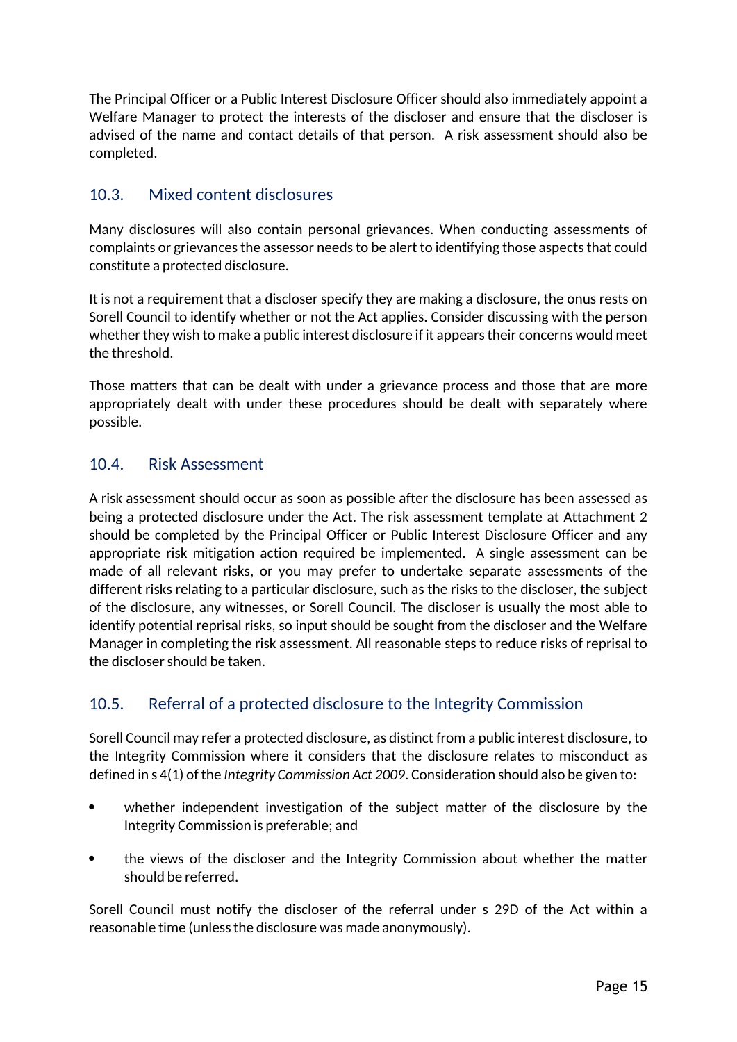The Principal Officer or a Public Interest Disclosure Officer should also immediately appoint a Welfare Manager to protect the interests of the discloser and ensure that the discloser is advised of the name and contact details of that person. A risk assessment should also be completed.

## 10.3. Mixed content disclosures

Many disclosures will also contain personal grievances. When conducting assessments of complaints or grievances the assessor needs to be alert to identifying those aspects that could constitute a protected disclosure.

It is not a requirement that a discloser specify they are making a disclosure, the onus rests on Sorell Council to identify whether or not the Act applies. Consider discussing with the person whether they wish to make a public interest disclosure if it appears their concerns would meet the threshold.

Those matters that can be dealt with under a grievance process and those that are more appropriately dealt with under these procedures should be dealt with separately where possible.

## 10.4. Risk Assessment

A risk assessment should occur as soon as possible after the disclosure has been assessed as being a protected disclosure under the Act. The risk assessment template at Attachment 2 should be completed by the Principal Officer or Public Interest Disclosure Officer and any appropriate risk mitigation action required be implemented. A single assessment can be made of all relevant risks, or you may prefer to undertake separate assessments of the different risks relating to a particular disclosure, such as the risks to the discloser, the subject of the disclosure, any witnesses, or Sorell Council. The discloser is usually the most able to identify potential reprisal risks, so input should be sought from the discloser and the Welfare Manager in completing the risk assessment. All reasonable steps to reduce risks of reprisal to the discloser should be taken.

## 10.5. Referral of a protected disclosure to the Integrity Commission

Sorell Council may refer a protected disclosure, as distinct from a public interest disclosure, to the Integrity Commission where it considers that the disclosure relates to misconduct as defined in s 4(1) of the *Integrity Commission Act 2009*. Consideration should also be given to:

- whether independent investigation of the subject matter of the disclosure by the Integrity Commission is preferable; and
- the views of the discloser and the Integrity Commission about whether the matter should be referred.

Sorell Council must notify the discloser of the referral under s 29D of the Act within a reasonable time (unless the disclosure was made anonymously).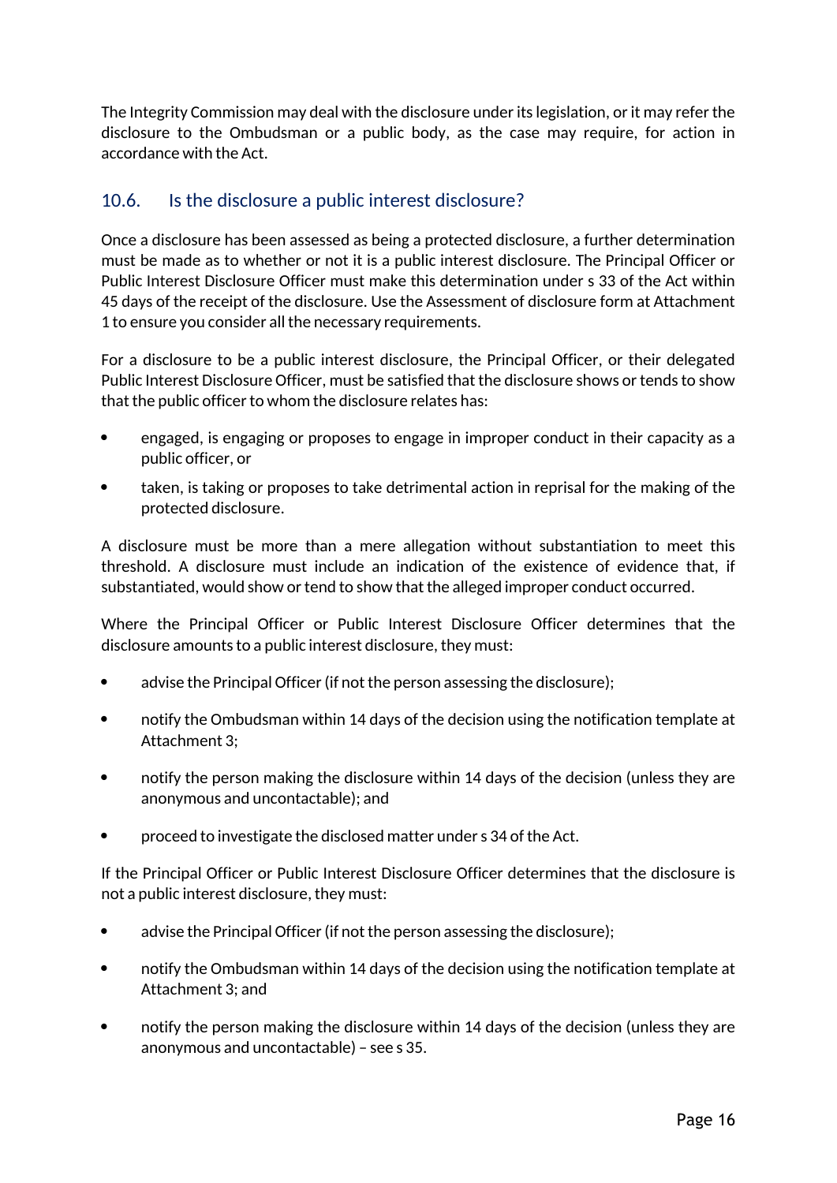The Integrity Commission may deal with the disclosure under its legislation, or it may refer the disclosure to the Ombudsman or a public body, as the case may require, for action in accordance with the Act.

## 10.6. Is the disclosure a public interest disclosure?

Once a disclosure has been assessed as being a protected disclosure, a further determination must be made as to whether or not it is a public interest disclosure. The Principal Officer or Public Interest Disclosure Officer must make this determination under s 33 of the Act within 45 days of the receipt of the disclosure. Use the Assessment of disclosure form at Attachment 1 to ensure you consider all the necessary requirements.

For a disclosure to be a public interest disclosure, the Principal Officer, or their delegated Public Interest Disclosure Officer, must be satisfied that the disclosure shows or tends to show that the public officer to whom the disclosure relates has:

- engaged, is engaging or proposes to engage in improper conduct in their capacity as a public officer, or
- taken, is taking or proposes to take detrimental action in reprisal for the making of the protected disclosure.

A disclosure must be more than a mere allegation without substantiation to meet this threshold. A disclosure must include an indication of the existence of evidence that, if substantiated, would show or tend to show that the alleged improper conduct occurred.

Where the Principal Officer or Public Interest Disclosure Officer determines that the disclosure amounts to a public interest disclosure, they must:

- advise the Principal Officer (if not the person assessing the disclosure);
- notify the Ombudsman within 14 days of the decision using the notification template at Attachment 3;
- notify the person making the disclosure within 14 days of the decision (unless they are anonymous and uncontactable); and
- proceed to investigate the disclosed matter under s 34 of the Act.

If the Principal Officer or Public Interest Disclosure Officer determines that the disclosure is not a public interest disclosure, they must:

- advise the Principal Officer (if not the person assessing the disclosure);
- notify the Ombudsman within 14 days of the decision using the notification template at Attachment 3; and
- notify the person making the disclosure within 14 days of the decision (unless they are anonymous and uncontactable) – see s 35.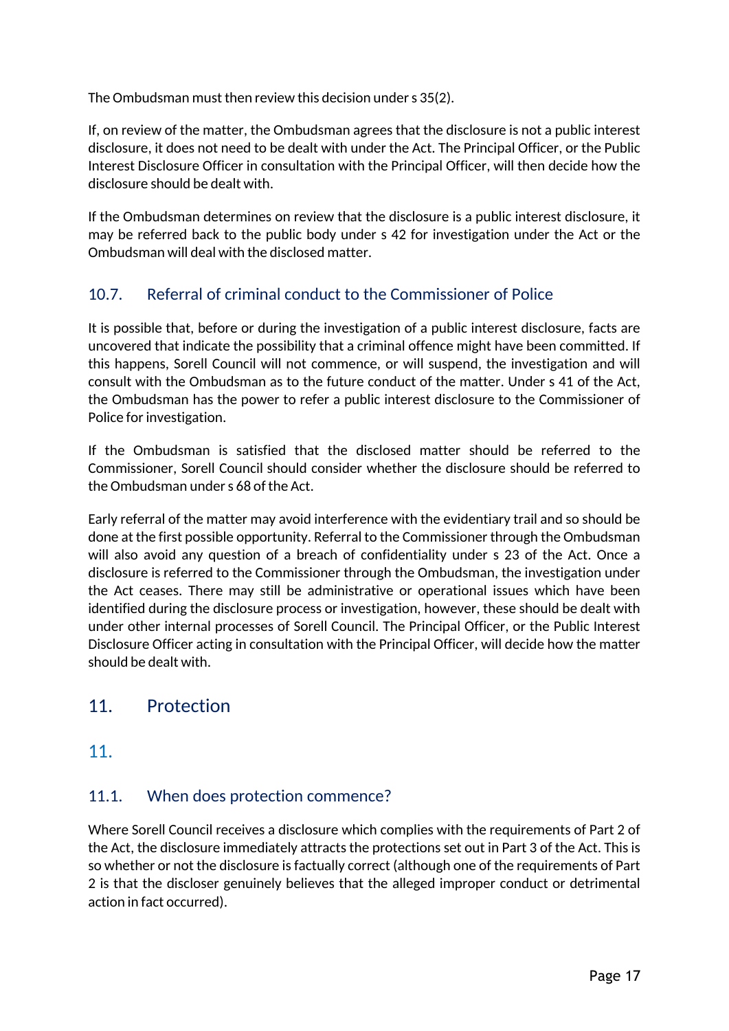The Ombudsman must then review this decision under s 35(2).

If, on review of the matter, the Ombudsman agrees that the disclosure is not a public interest disclosure, it does not need to be dealt with under the Act. The Principal Officer, or the Public Interest Disclosure Officer in consultation with the Principal Officer, will then decide how the disclosure should be dealt with.

If the Ombudsman determines on review that the disclosure is a public interest disclosure, it may be referred back to the public body under s 42 for investigation under the Act or the Ombudsman will deal with the disclosed matter.

### 10.7. Referral of criminal conduct to the Commissioner of Police

It is possible that, before or during the investigation of a public interest disclosure, facts are uncovered that indicate the possibility that a criminal offence might have been committed. If this happens, Sorell Council will not commence, or will suspend, the investigation and will consult with the Ombudsman as to the future conduct of the matter. Under s 41 of the Act, the Ombudsman has the power to refer a public interest disclosure to the Commissioner of Police for investigation.

If the Ombudsman is satisfied that the disclosed matter should be referred to the Commissioner, Sorell Council should consider whether the disclosure should be referred to the Ombudsman under s 68 of the Act.

Early referral of the matter may avoid interference with the evidentiary trail and so should be done at the first possible opportunity. Referral to the Commissioner through the Ombudsman will also avoid any question of a breach of confidentiality under s 23 of the Act. Once a disclosure is referred to the Commissioner through the Ombudsman, the investigation under the Act ceases. There may still be administrative or operational issues which have been identified during the disclosure process or investigation, however, these should be dealt with under other internal processes of Sorell Council. The Principal Officer, or the Public Interest Disclosure Officer acting in consultation with the Principal Officer, will decide how the matter should be dealt with.

## 11. Protection

## 11.

### 11.1. When does protection commence?

Where Sorell Council receives a disclosure which complies with the requirements of Part 2 of the Act, the disclosure immediately attracts the protections set out in Part 3 of the Act. This is so whether or not the disclosure is factually correct (although one of the requirements of Part 2 is that the discloser genuinely believes that the alleged improper conduct or detrimental action in fact occurred).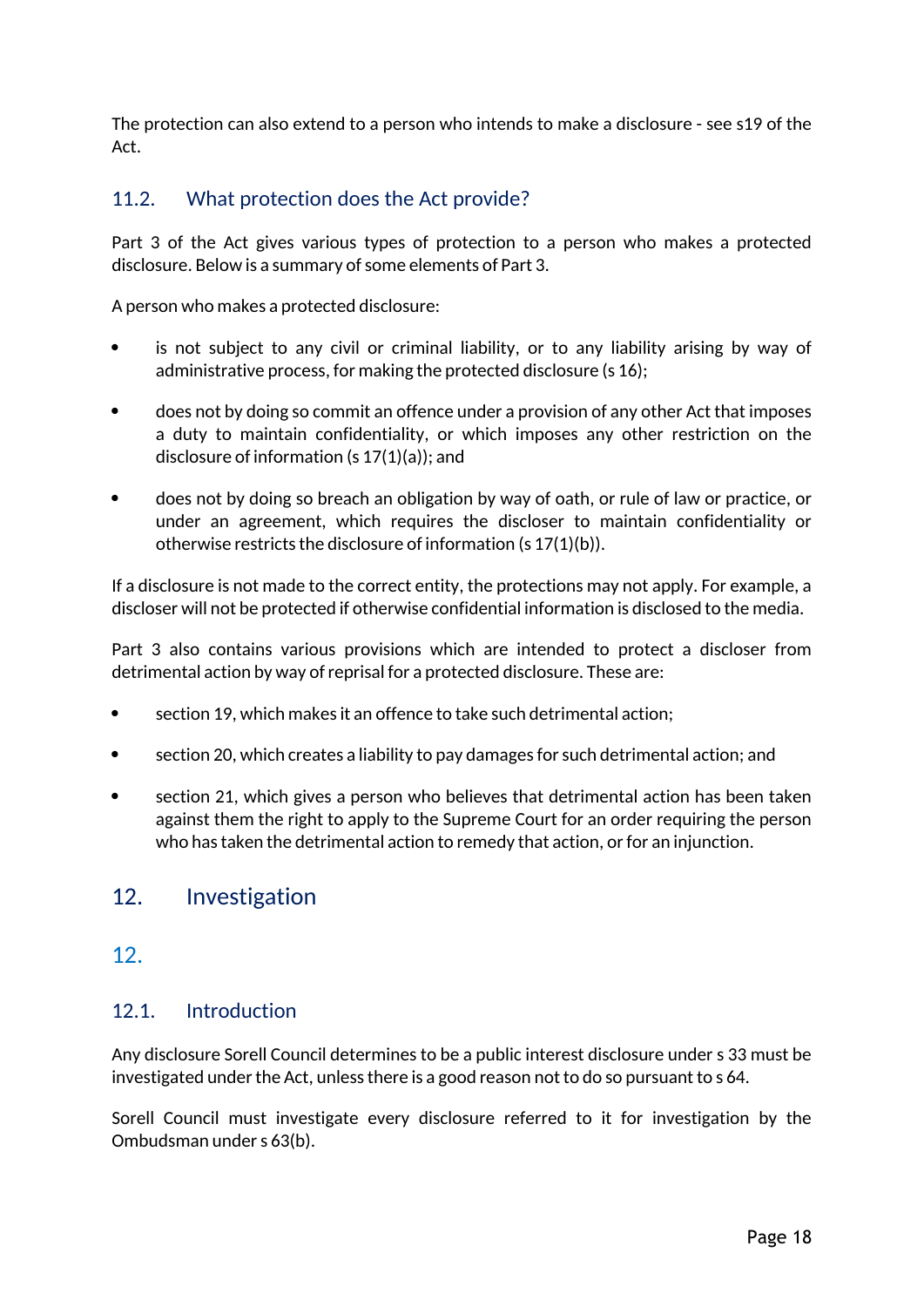The protection can also extend to a person who intends to make a disclosure - see s19 of the Act.

### 11.2. What protection does the Act provide?

Part 3 of the Act gives various types of protection to a person who makes a protected disclosure. Below is a summary of some elements of Part 3.

A person who makes a protected disclosure:

- is not subject to any civil or criminal liability, or to any liability arising by way of administrative process, for making the protected disclosure (s 16);
- does not by doing so commit an offence under a provision of any other Act that imposes a duty to maintain confidentiality, or which imposes any other restriction on the disclosure of information (s 17(1)(a)); and
- does not by doing so breach an obligation by way of oath, or rule of law or practice, or under an agreement, which requires the discloser to maintain confidentiality or otherwise restricts the disclosure of information (s 17(1)(b)).

If a disclosure is not made to the correct entity, the protections may not apply. For example, a discloser will not be protected if otherwise confidential information is disclosed to the media.

Part 3 also contains various provisions which are intended to protect a discloser from detrimental action by way of reprisal for a protected disclosure. These are:

- section 19, which makes it an offence to take such detrimental action;
- section 20, which creates a liability to pay damages for such detrimental action; and
- section 21, which gives a person who believes that detrimental action has been taken against them the right to apply to the Supreme Court for an order requiring the person who has taken the detrimental action to remedy that action, or for an injunction.

## 12. Investigation

## 12.

### 12.1. Introduction

Any disclosure Sorell Council determines to be a public interest disclosure under s 33 must be investigated under the Act, unless there is a good reason not to do so pursuant to s 64.

Sorell Council must investigate every disclosure referred to it for investigation by the Ombudsman under s 63(b).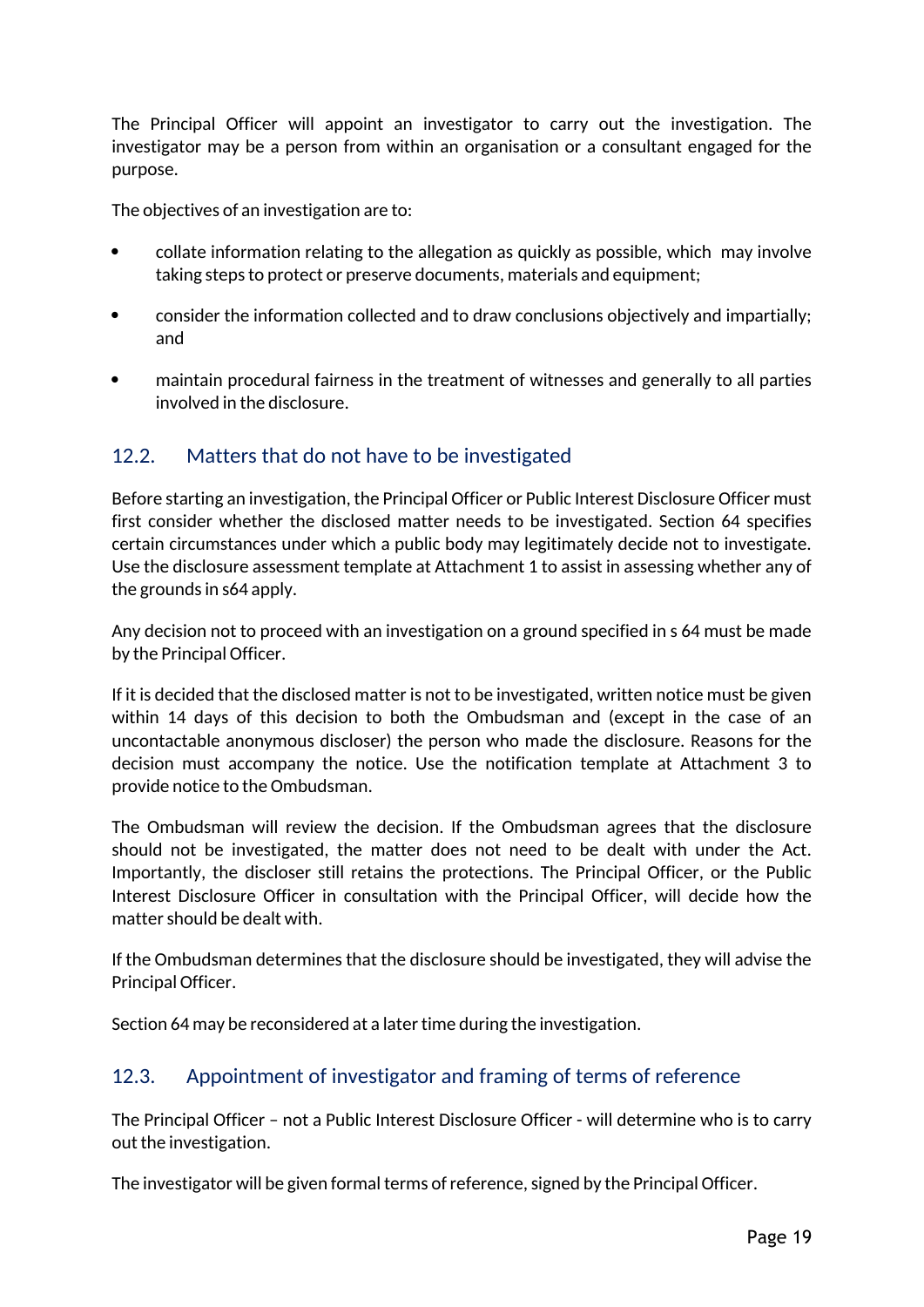The Principal Officer will appoint an investigator to carry out the investigation. The investigator may be a person from within an organisation or a consultant engaged for the purpose.

The objectives of an investigation are to:

- collate information relating to the allegation as quickly as possible, which may involve taking steps to protect or preserve documents, materials and equipment;
- consider the information collected and to draw conclusions objectively and impartially; and
- maintain procedural fairness in the treatment of witnesses and generally to all parties involved in the disclosure.

## 12.2. Matters that do not have to be investigated

Before starting an investigation, the Principal Officer or Public Interest Disclosure Officer must first consider whether the disclosed matter needs to be investigated. Section 64 specifies certain circumstances under which a public body may legitimately decide not to investigate. Use the disclosure assessment template at Attachment 1 to assist in assessing whether any of the grounds in s64 apply.

Any decision not to proceed with an investigation on a ground specified in s 64 must be made by the Principal Officer.

If it is decided that the disclosed matter is not to be investigated, written notice must be given within 14 days of this decision to both the Ombudsman and (except in the case of an uncontactable anonymous discloser) the person who made the disclosure. Reasons for the decision must accompany the notice. Use the notification template at Attachment 3 to provide notice to the Ombudsman.

The Ombudsman will review the decision. If the Ombudsman agrees that the disclosure should not be investigated, the matter does not need to be dealt with under the Act. Importantly, the discloser still retains the protections. The Principal Officer, or the Public Interest Disclosure Officer in consultation with the Principal Officer, will decide how the matter should be dealt with.

If the Ombudsman determines that the disclosure should be investigated, they will advise the Principal Officer.

Section 64 may be reconsidered at a later time during the investigation.

## 12.3. Appointment of investigator and framing of terms of reference

The Principal Officer – not a Public Interest Disclosure Officer - will determine who is to carry out the investigation.

The investigator will be given formal terms of reference, signed by the Principal Officer.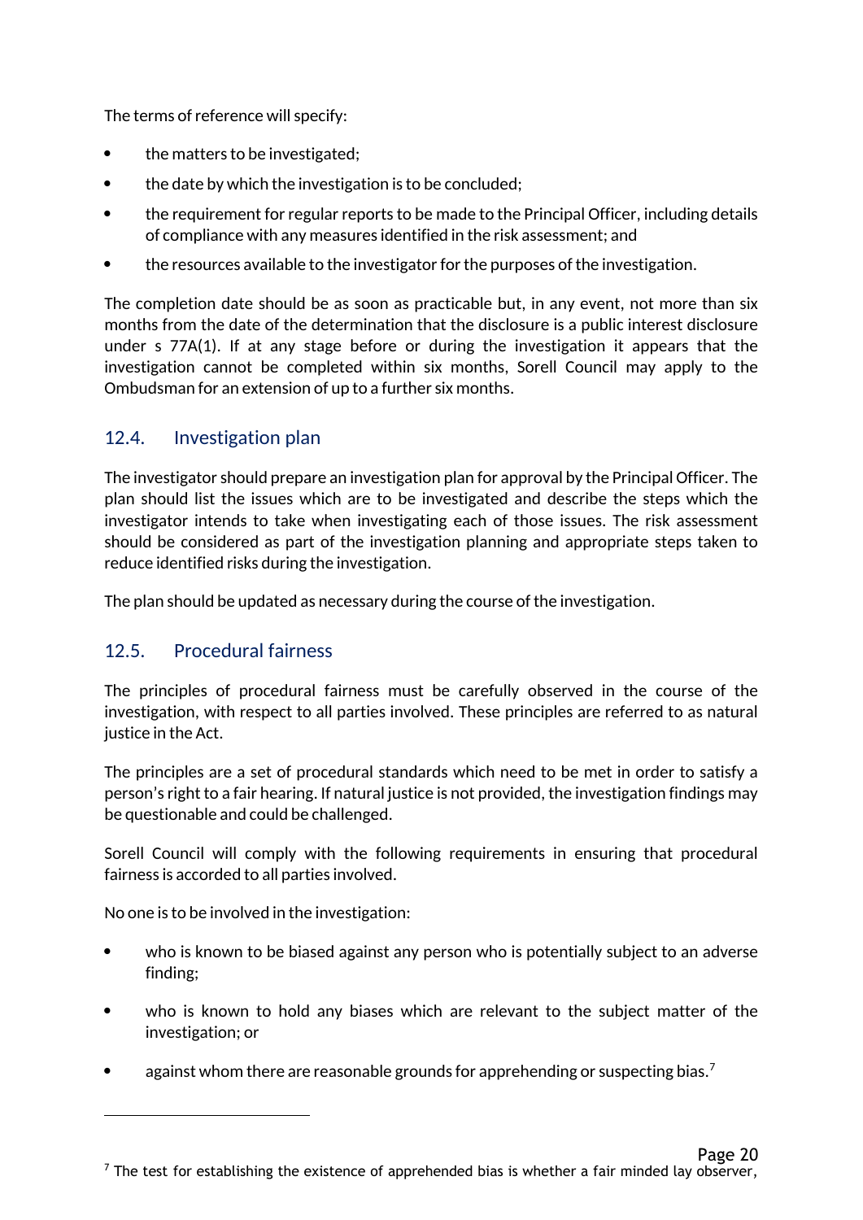The terms of reference will specify:

- the matters to be investigated;
- the date by which the investigation is to be concluded;
- the requirement for regular reports to be made to the Principal Officer, including details of compliance with any measures identified in the risk assessment; and
- the resources available to the investigator for the purposes of the investigation.

The completion date should be as soon as practicable but, in any event, not more than six months from the date of the determination that the disclosure is a public interest disclosure under s 77A(1). If at any stage before or during the investigation it appears that the investigation cannot be completed within six months, Sorell Council may apply to the Ombudsman for an extension of up to a further six months.

## 12.4. Investigation plan

The investigator should prepare an investigation plan for approval by the Principal Officer. The plan should list the issues which are to be investigated and describe the steps which the investigator intends to take when investigating each of those issues. The risk assessment should be considered as part of the investigation planning and appropriate steps taken to reduce identified risks during the investigation.

The plan should be updated as necessary during the course of the investigation.

## 12.5. Procedural fairness

The principles of procedural fairness must be carefully observed in the course of the investigation, with respect to all parties involved. These principles are referred to as natural justice in the Act.

The principles are a set of procedural standards which need to be met in order to satisfy a person's right to a fair hearing. If natural justice is not provided, the investigation findings may be questionable and could be challenged.

Sorell Council will comply with the following requirements in ensuring that procedural fairness is accorded to all parties involved.

No one is to be involved in the investigation:

- who is known to be biased against any person who is potentially subject to an adverse finding;
- who is known to hold any biases which are relevant to the subject matter of the investigation; or
- against whom there are reasonable grounds for apprehending or suspecting bias.[7]

---

[7] The test for establishing the existence of apprehended bias is whether a fair minded lay observer,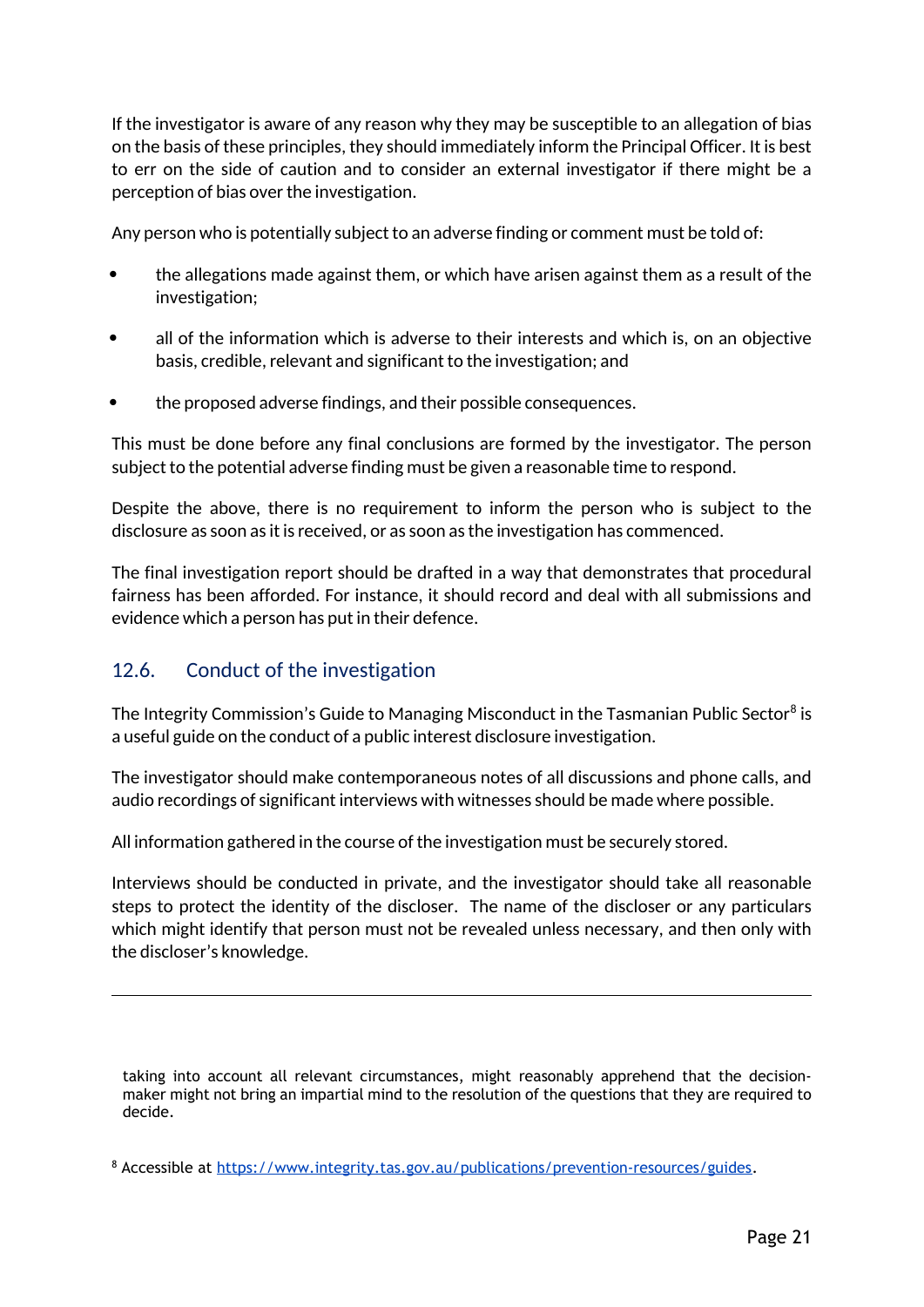If the investigator is aware of any reason why they may be susceptible to an allegation of bias on the basis of these principles, they should immediately inform the Principal Officer. It is best to err on the side of caution and to consider an external investigator if there might be a perception of bias over the investigation.

Any person who is potentially subject to an adverse finding or comment must be told of:

- the allegations made against them, or which have arisen against them as a result of the investigation;
- all of the information which is adverse to their interests and which is, on an objective basis, credible, relevant and significant to the investigation; and
- the proposed adverse findings, and their possible consequences.

This must be done before any final conclusions are formed by the investigator. The person subject to the potential adverse finding must be given a reasonable time to respond.

Despite the above, there is no requirement to inform the person who is subject to the disclosure as soon as it is received, or as soon as the investigation has commenced.

The final investigation report should be drafted in a way that demonstrates that procedural fairness has been afforded. For instance, it should record and deal with all submissions and evidence which a person has put in their defence.

## 12.6. Conduct of the investigation

The Integrity Commission's Guide to Managing Misconduct in the Tasmanian Public Sector[8] is a useful guide on the conduct of a public interest disclosure investigation.

The investigator should make contemporaneous notes of all discussions and phone calls, and audio recordings of significant interviews with witnesses should be made where possible.

All information gathered in the course of the investigation must be securely stored.

Interviews should be conducted in private, and the investigator should take all reasonable steps to protect the identity of the discloser. The name of the discloser or any particulars which might identify that person must not be revealed unless necessary, and then only with the discloser's knowledge.

---

taking into account all relevant circumstances, might reasonably apprehend that the decision-maker might not bring an impartial mind to the resolution of the questions that they are required to decide.

[8] Accessible at https://www.integrity.tas.gov.au/publications/prevention-resources/guides.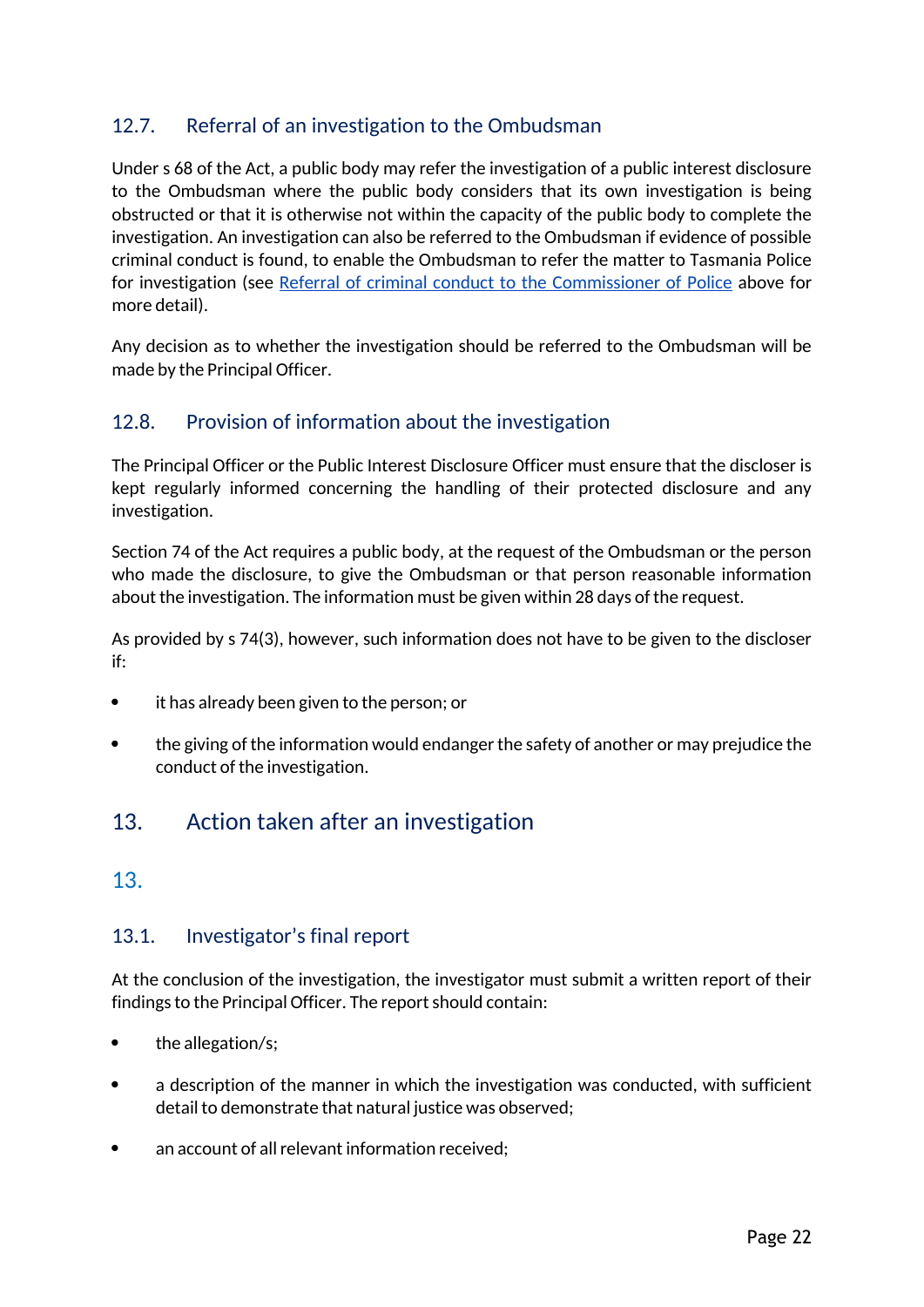### 12.7. Referral of an investigation to the Ombudsman

Under s 68 of the Act, a public body may refer the investigation of a public interest disclosure to the Ombudsman where the public body considers that its own investigation is being obstructed or that it is otherwise not within the capacity of the public body to complete the investigation. An investigation can also be referred to the Ombudsman if evidence of possible criminal conduct is found, to enable the Ombudsman to refer the matter to Tasmania Police for investigation (see Referral of criminal conduct to the Commissioner of Police above for more detail).

Any decision as to whether the investigation should be referred to the Ombudsman will be made by the Principal Officer.

### 12.8. Provision of information about the investigation

The Principal Officer or the Public Interest Disclosure Officer must ensure that the discloser is kept regularly informed concerning the handling of their protected disclosure and any investigation.

Section 74 of the Act requires a public body, at the request of the Ombudsman or the person who made the disclosure, to give the Ombudsman or that person reasonable information about the investigation. The information must be given within 28 days of the request.

As provided by s 74(3), however, such information does not have to be given to the discloser if:

- it has already been given to the person; or
- the giving of the information would endanger the safety of another or may prejudice the conduct of the investigation.

## 13. Action taken after an investigation

## 13.

### 13.1. Investigator's final report

At the conclusion of the investigation, the investigator must submit a written report of their findings to the Principal Officer. The report should contain:

- the allegation/s;
- a description of the manner in which the investigation was conducted, with sufficient detail to demonstrate that natural justice was observed;
- an account of all relevant information received;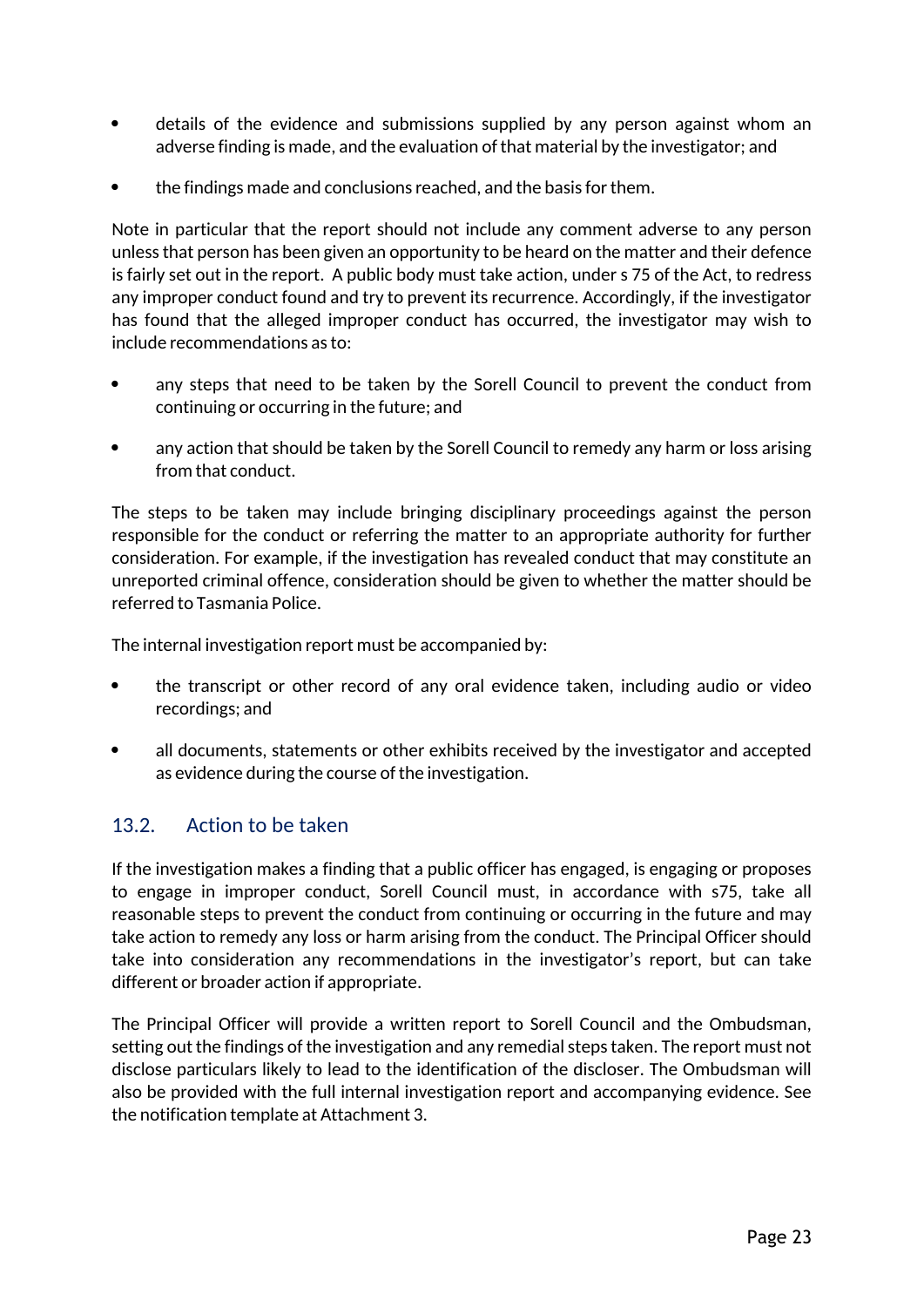- details of the evidence and submissions supplied by any person against whom an adverse finding is made, and the evaluation of that material by the investigator; and
- the findings made and conclusions reached, and the basis for them.

Note in particular that the report should not include any comment adverse to any person unless that person has been given an opportunity to be heard on the matter and their defence is fairly set out in the report. A public body must take action, under s 75 of the Act, to redress any improper conduct found and try to prevent its recurrence. Accordingly, if the investigator has found that the alleged improper conduct has occurred, the investigator may wish to include recommendations as to:

- any steps that need to be taken by the Sorell Council to prevent the conduct from continuing or occurring in the future; and
- any action that should be taken by the Sorell Council to remedy any harm or loss arising from that conduct.

The steps to be taken may include bringing disciplinary proceedings against the person responsible for the conduct or referring the matter to an appropriate authority for further consideration. For example, if the investigation has revealed conduct that may constitute an unreported criminal offence, consideration should be given to whether the matter should be referred to Tasmania Police.

The internal investigation report must be accompanied by:

- the transcript or other record of any oral evidence taken, including audio or video recordings; and
- all documents, statements or other exhibits received by the investigator and accepted as evidence during the course of the investigation.

## 13.2. Action to be taken

If the investigation makes a finding that a public officer has engaged, is engaging or proposes to engage in improper conduct, Sorell Council must, in accordance with s75, take all reasonable steps to prevent the conduct from continuing or occurring in the future and may take action to remedy any loss or harm arising from the conduct. The Principal Officer should take into consideration any recommendations in the investigator's report, but can take different or broader action if appropriate.

The Principal Officer will provide a written report to Sorell Council and the Ombudsman, setting out the findings of the investigation and any remedial steps taken. The report must not disclose particulars likely to lead to the identification of the discloser. The Ombudsman will also be provided with the full internal investigation report and accompanying evidence. See the notification template at Attachment 3.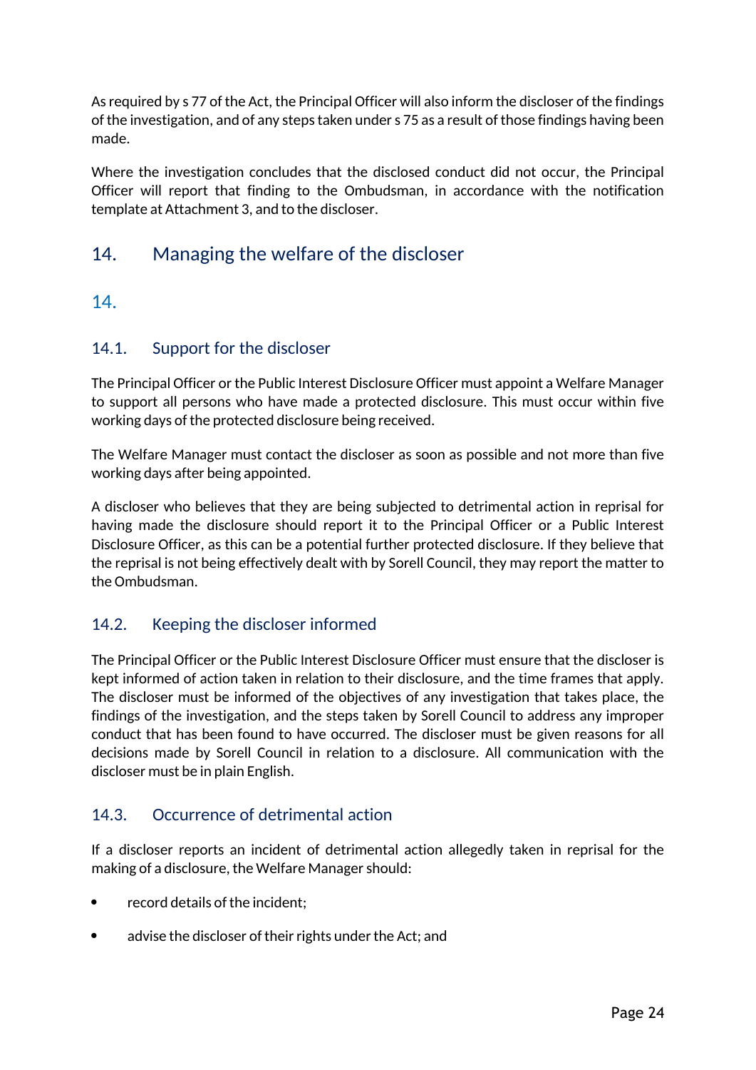As required by s 77 of the Act, the Principal Officer will also inform the discloser of the findings of the investigation, and of any steps taken under s 75 as a result of those findings having been made.

Where the investigation concludes that the disclosed conduct did not occur, the Principal Officer will report that finding to the Ombudsman, in accordance with the notification template at Attachment 3, and to the discloser.

## 14. Managing the welfare of the discloser

## 14.

### 14.1. Support for the discloser

The Principal Officer or the Public Interest Disclosure Officer must appoint a Welfare Manager to support all persons who have made a protected disclosure. This must occur within five working days of the protected disclosure being received.

The Welfare Manager must contact the discloser as soon as possible and not more than five working days after being appointed.

A discloser who believes that they are being subjected to detrimental action in reprisal for having made the disclosure should report it to the Principal Officer or a Public Interest Disclosure Officer, as this can be a potential further protected disclosure. If they believe that the reprisal is not being effectively dealt with by Sorell Council, they may report the matter to the Ombudsman.

### 14.2. Keeping the discloser informed

The Principal Officer or the Public Interest Disclosure Officer must ensure that the discloser is kept informed of action taken in relation to their disclosure, and the time frames that apply. The discloser must be informed of the objectives of any investigation that takes place, the findings of the investigation, and the steps taken by Sorell Council to address any improper conduct that has been found to have occurred. The discloser must be given reasons for all decisions made by Sorell Council in relation to a disclosure. All communication with the discloser must be in plain English.

### 14.3. Occurrence of detrimental action

If a discloser reports an incident of detrimental action allegedly taken in reprisal for the making of a disclosure, the Welfare Manager should:

- record details of the incident;
- advise the discloser of their rights under the Act; and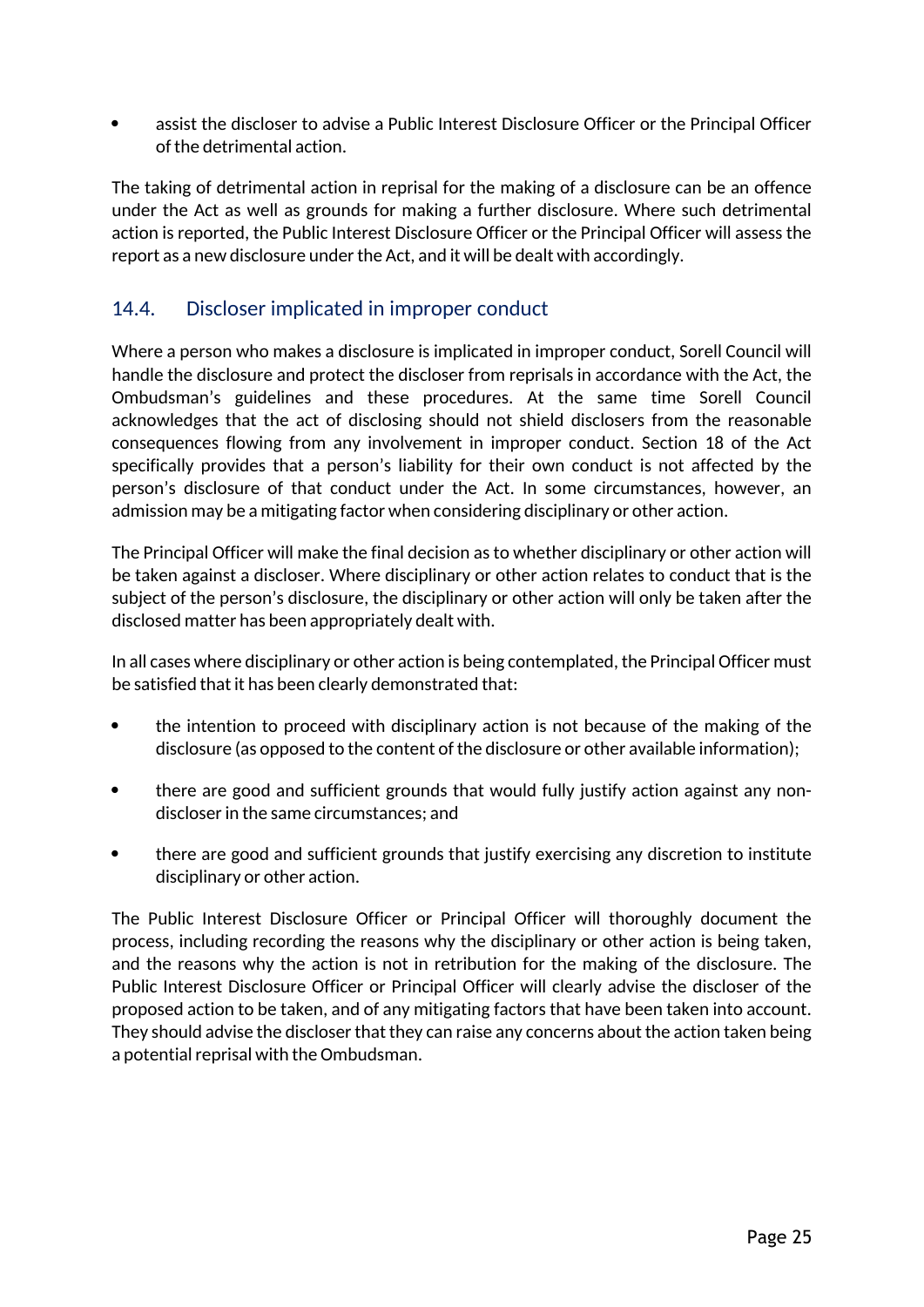- assist the discloser to advise a Public Interest Disclosure Officer or the Principal Officer of the detrimental action.

The taking of detrimental action in reprisal for the making of a disclosure can be an offence under the Act as well as grounds for making a further disclosure. Where such detrimental action is reported, the Public Interest Disclosure Officer or the Principal Officer will assess the report as a new disclosure under the Act, and it will be dealt with accordingly.

## 14.4. Discloser implicated in improper conduct

Where a person who makes a disclosure is implicated in improper conduct, Sorell Council will handle the disclosure and protect the discloser from reprisals in accordance with the Act, the Ombudsman's guidelines and these procedures. At the same time Sorell Council acknowledges that the act of disclosing should not shield disclosers from the reasonable consequences flowing from any involvement in improper conduct. Section 18 of the Act specifically provides that a person's liability for their own conduct is not affected by the person's disclosure of that conduct under the Act. In some circumstances, however, an admission may be a mitigating factor when considering disciplinary or other action.

The Principal Officer will make the final decision as to whether disciplinary or other action will be taken against a discloser. Where disciplinary or other action relates to conduct that is the subject of the person's disclosure, the disciplinary or other action will only be taken after the disclosed matter has been appropriately dealt with.

In all cases where disciplinary or other action is being contemplated, the Principal Officer must be satisfied that it has been clearly demonstrated that:

- the intention to proceed with disciplinary action is not because of the making of the disclosure (as opposed to the content of the disclosure or other available information);
- there are good and sufficient grounds that would fully justify action against any non-discloser in the same circumstances; and
- there are good and sufficient grounds that justify exercising any discretion to institute disciplinary or other action.

The Public Interest Disclosure Officer or Principal Officer will thoroughly document the process, including recording the reasons why the disciplinary or other action is being taken, and the reasons why the action is not in retribution for the making of the disclosure. The Public Interest Disclosure Officer or Principal Officer will clearly advise the discloser of the proposed action to be taken, and of any mitigating factors that have been taken into account. They should advise the discloser that they can raise any concerns about the action taken being a potential reprisal with the Ombudsman.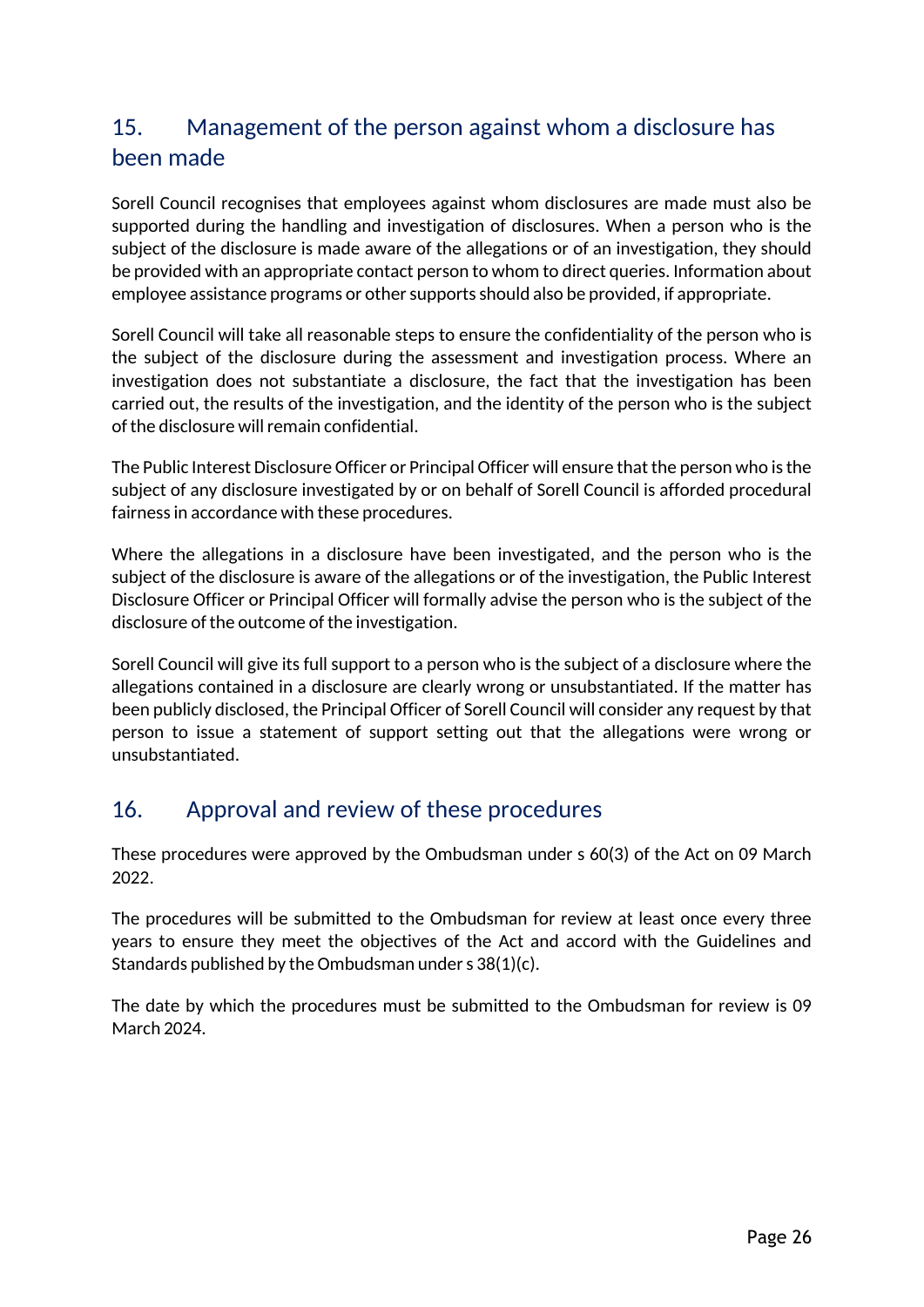## 15. Management of the person against whom a disclosure has been made

Sorell Council recognises that employees against whom disclosures are made must also be supported during the handling and investigation of disclosures. When a person who is the subject of the disclosure is made aware of the allegations or of an investigation, they should be provided with an appropriate contact person to whom to direct queries. Information about employee assistance programs or other supports should also be provided, if appropriate.

Sorell Council will take all reasonable steps to ensure the confidentiality of the person who is the subject of the disclosure during the assessment and investigation process. Where an investigation does not substantiate a disclosure, the fact that the investigation has been carried out, the results of the investigation, and the identity of the person who is the subject of the disclosure will remain confidential.

The Public Interest Disclosure Officer or Principal Officer will ensure that the person who is the subject of any disclosure investigated by or on behalf of Sorell Council is afforded procedural fairness in accordance with these procedures.

Where the allegations in a disclosure have been investigated, and the person who is the subject of the disclosure is aware of the allegations or of the investigation, the Public Interest Disclosure Officer or Principal Officer will formally advise the person who is the subject of the disclosure of the outcome of the investigation.

Sorell Council will give its full support to a person who is the subject of a disclosure where the allegations contained in a disclosure are clearly wrong or unsubstantiated. If the matter has been publicly disclosed, the Principal Officer of Sorell Council will consider any request by that person to issue a statement of support setting out that the allegations were wrong or unsubstantiated.

## 16. Approval and review of these procedures

These procedures were approved by the Ombudsman under s 60(3) of the Act on 09 March 2022.

The procedures will be submitted to the Ombudsman for review at least once every three years to ensure they meet the objectives of the Act and accord with the Guidelines and Standards published by the Ombudsman under s 38(1)(c).

The date by which the procedures must be submitted to the Ombudsman for review is 09 March 2024.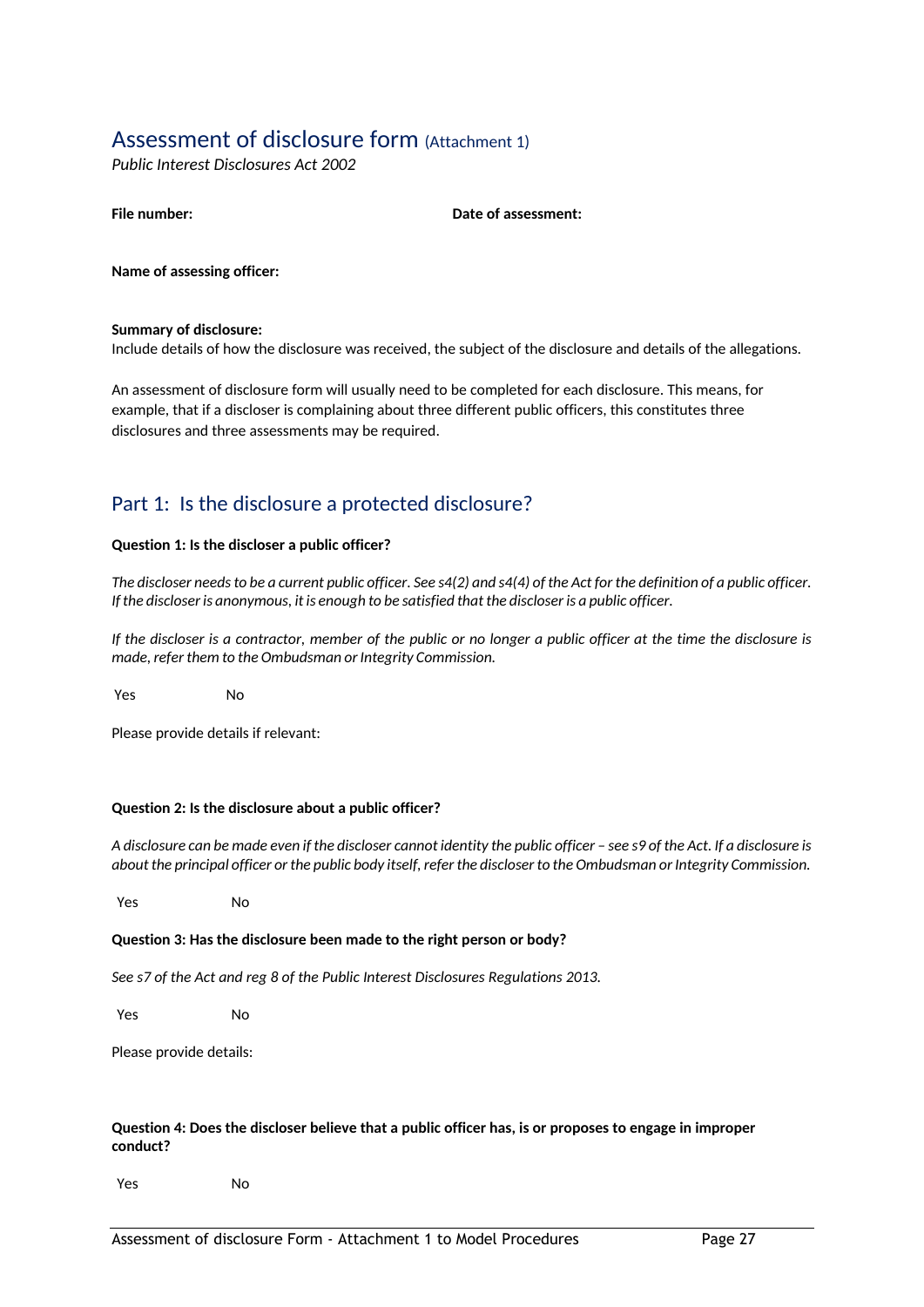# Assessment of disclosure form (Attachment 1)

*Public Interest Disclosures Act 2002*

**File number:** **Date of assessment:**

**Name of assessing officer:**

**Summary of disclosure:**

Include details of how the disclosure was received, the subject of the disclosure and details of the allegations.

An assessment of disclosure form will usually need to be completed for each disclosure. This means, for example, that if a discloser is complaining about three different public officers, this constitutes three disclosures and three assessments may be required.

## Part 1: Is the disclosure a protected disclosure?

**Question 1: Is the discloser a public officer?**

*The discloser needs to be a current public officer. See s4(2) and s4(4) of the Act for the definition of a public officer. If the discloser is anonymous, it is enough to be satisfied that the discloser is a public officer.*

*If the discloser is a contractor, member of the public or no longer a public officer at the time the disclosure is made, refer them to the Ombudsman or Integrity Commission.*

Yes No

Please provide details if relevant:

**Question 2: Is the disclosure about a public officer?**

*A disclosure can be made even if the discloser cannot identity the public officer – see s9 of the Act. If a disclosure is about the principal officer or the public body itself, refer the discloser to the Ombudsman or Integrity Commission.*

Yes No

**Question 3: Has the disclosure been made to the right person or body?**

*See s7 of the Act and reg 8 of the Public Interest Disclosures Regulations 2013.*

Yes No

Please provide details:

**Question 4: Does the discloser believe that a public officer has, is or proposes to engage in improper conduct?**

Yes No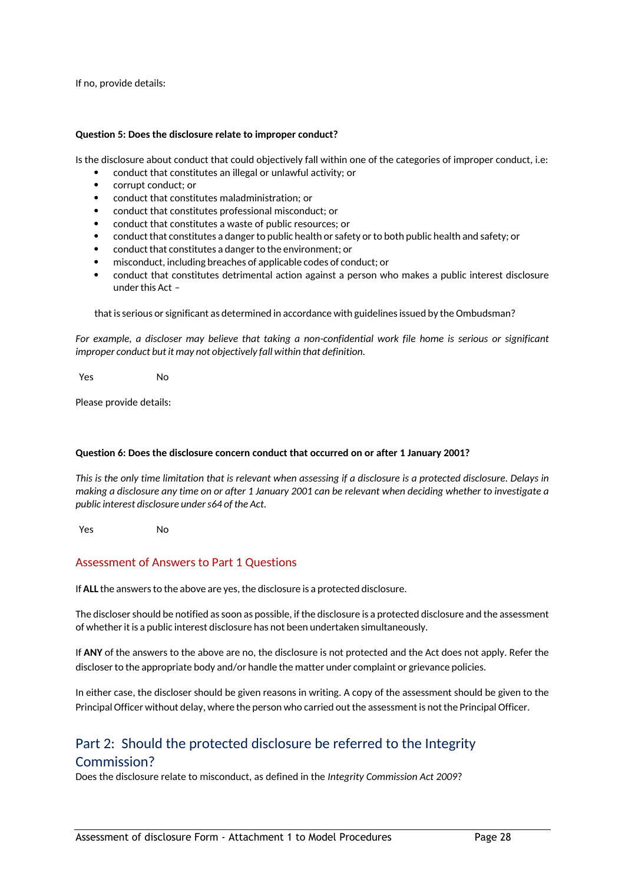If no, provide details:

**Question 5: Does the disclosure relate to improper conduct?**

Is the disclosure about conduct that could objectively fall within one of the categories of improper conduct, i.e:

- conduct that constitutes an illegal or unlawful activity; or
- corrupt conduct; or
- conduct that constitutes maladministration; or
- conduct that constitutes professional misconduct; or
- conduct that constitutes a waste of public resources; or
- conduct that constitutes a danger to public health or safety or to both public health and safety; or
- conduct that constitutes a danger to the environment; or
- misconduct, including breaches of applicable codes of conduct; or
- conduct that constitutes detrimental action against a person who makes a public interest disclosure under this Act –

that is serious or significant as determined in accordance with guidelines issued by the Ombudsman?

*For example, a discloser may believe that taking a non-confidential work file home is serious or significant improper conduct but it may not objectively fall within that definition.*

Yes No

Please provide details:

**Question 6: Does the disclosure concern conduct that occurred on or after 1 January 2001?**

*This is the only time limitation that is relevant when assessing if a disclosure is a protected disclosure. Delays in making a disclosure any time on or after 1 January 2001 can be relevant when deciding whether to investigate a public interest disclosure under s64 of the Act.*

Yes No

## Assessment of Answers to Part 1 Questions

If **ALL** the answers to the above are yes, the disclosure is a protected disclosure.

The discloser should be notified as soon as possible, if the disclosure is a protected disclosure and the assessment of whether it is a public interest disclosure has not been undertaken simultaneously.

If **ANY** of the answers to the above are no, the disclosure is not protected and the Act does not apply. Refer the discloser to the appropriate body and/or handle the matter under complaint or grievance policies.

In either case, the discloser should be given reasons in writing. A copy of the assessment should be given to the Principal Officer without delay, where the person who carried out the assessment is not the Principal Officer.

# Part 2: Should the protected disclosure be referred to the Integrity Commission?

Does the disclosure relate to misconduct, as defined in the *Integrity Commission Act 2009*?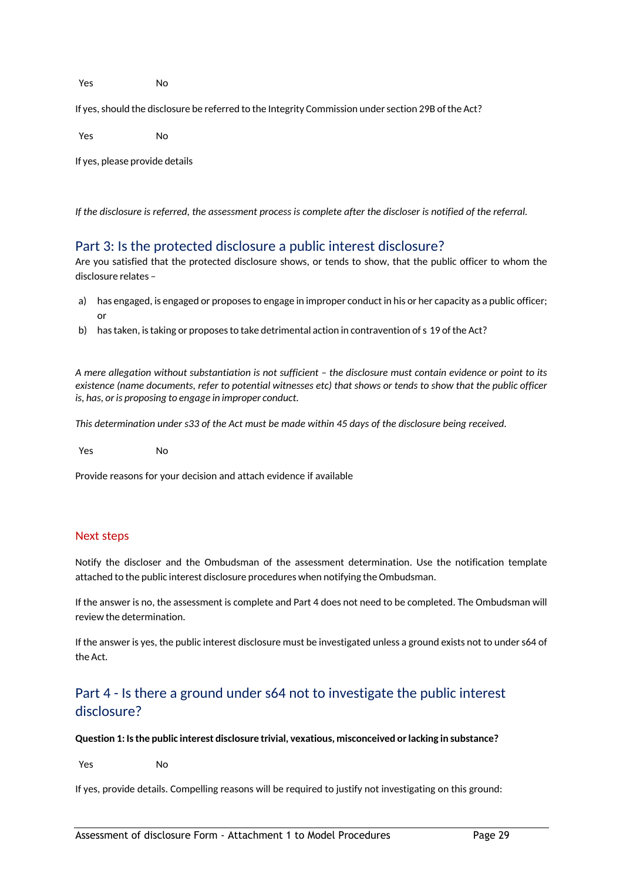Yes No

If yes, should the disclosure be referred to the Integrity Commission under section 29B of the Act?

Yes No

If yes, please provide details

*If the disclosure is referred, the assessment process is complete after the discloser is notified of the referral.*

## Part 3: Is the protected disclosure a public interest disclosure?

Are you satisfied that the protected disclosure shows, or tends to show, that the public officer to whom the disclosure relates –

a) has engaged, is engaged or proposes to engage in improper conduct in his or her capacity as a public officer; or
b) has taken, is taking or proposes to take detrimental action in contravention of s 19 of the Act?

*A mere allegation without substantiation is not sufficient – the disclosure must contain evidence or point to its existence (name documents, refer to potential witnesses etc) that shows or tends to show that the public officer is, has, or is proposing to engage in improper conduct.*

*This determination under s33 of the Act must be made within 45 days of the disclosure being received.*

Yes No

Provide reasons for your decision and attach evidence if available

### Next steps

Notify the discloser and the Ombudsman of the assessment determination. Use the notification template attached to the public interest disclosure procedures when notifying the Ombudsman.

If the answer is no, the assessment is complete and Part 4 does not need to be completed. The Ombudsman will review the determination.

If the answer is yes, the public interest disclosure must be investigated unless a ground exists not to under s64 of the Act.

## Part 4 - Is there a ground under s64 not to investigate the public interest disclosure?

**Question 1: Is the public interest disclosure trivial, vexatious, misconceived or lacking in substance?**

Yes No

If yes, provide details. Compelling reasons will be required to justify not investigating on this ground: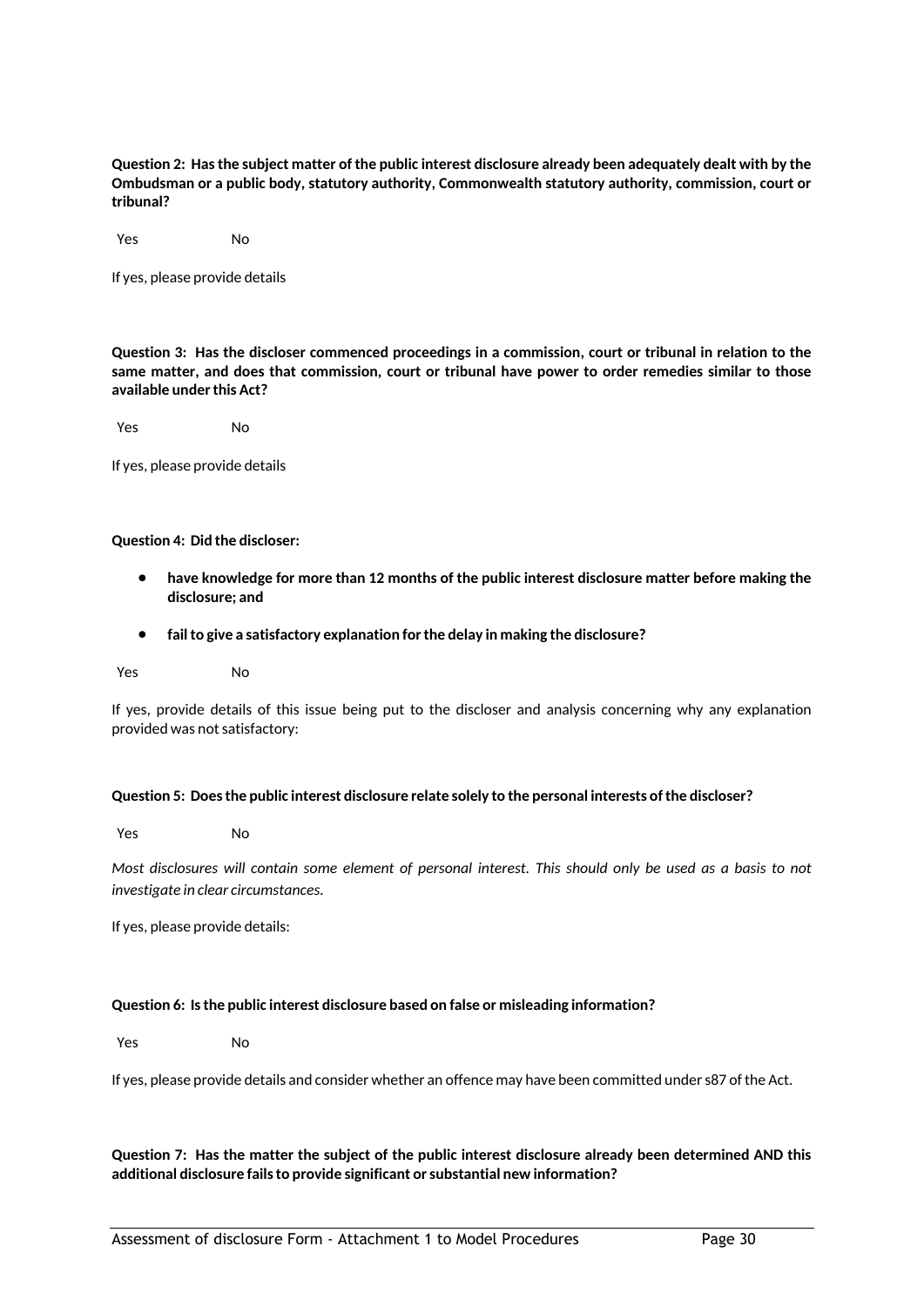**Question 2: Has the subject matter of the public interest disclosure already been adequately dealt with by the Ombudsman or a public body, statutory authority, Commonwealth statutory authority, commission, court or tribunal?**

Yes No

If yes, please provide details

**Question 3: Has the discloser commenced proceedings in a commission, court or tribunal in relation to the same matter, and does that commission, court or tribunal have power to order remedies similar to those available under this Act?**

Yes No

If yes, please provide details

**Question 4: Did the discloser:**

- **have knowledge for more than 12 months of the public interest disclosure matter before making the disclosure; and**
- **fail to give a satisfactory explanation for the delay in making the disclosure?**

Yes No

If yes, provide details of this issue being put to the discloser and analysis concerning why any explanation provided was not satisfactory:

**Question 5: Does the public interest disclosure relate solely to the personal interests of the discloser?**

Yes No

*Most disclosures will contain some element of personal interest. This should only be used as a basis to not investigate in clear circumstances.*

If yes, please provide details:

**Question 6: Is the public interest disclosure based on false or misleading information?**

Yes No

If yes, please provide details and consider whether an offence may have been committed under s87 of the Act.

**Question 7: Has the matter the subject of the public interest disclosure already been determined AND this additional disclosure fails to provide significant or substantial new information?**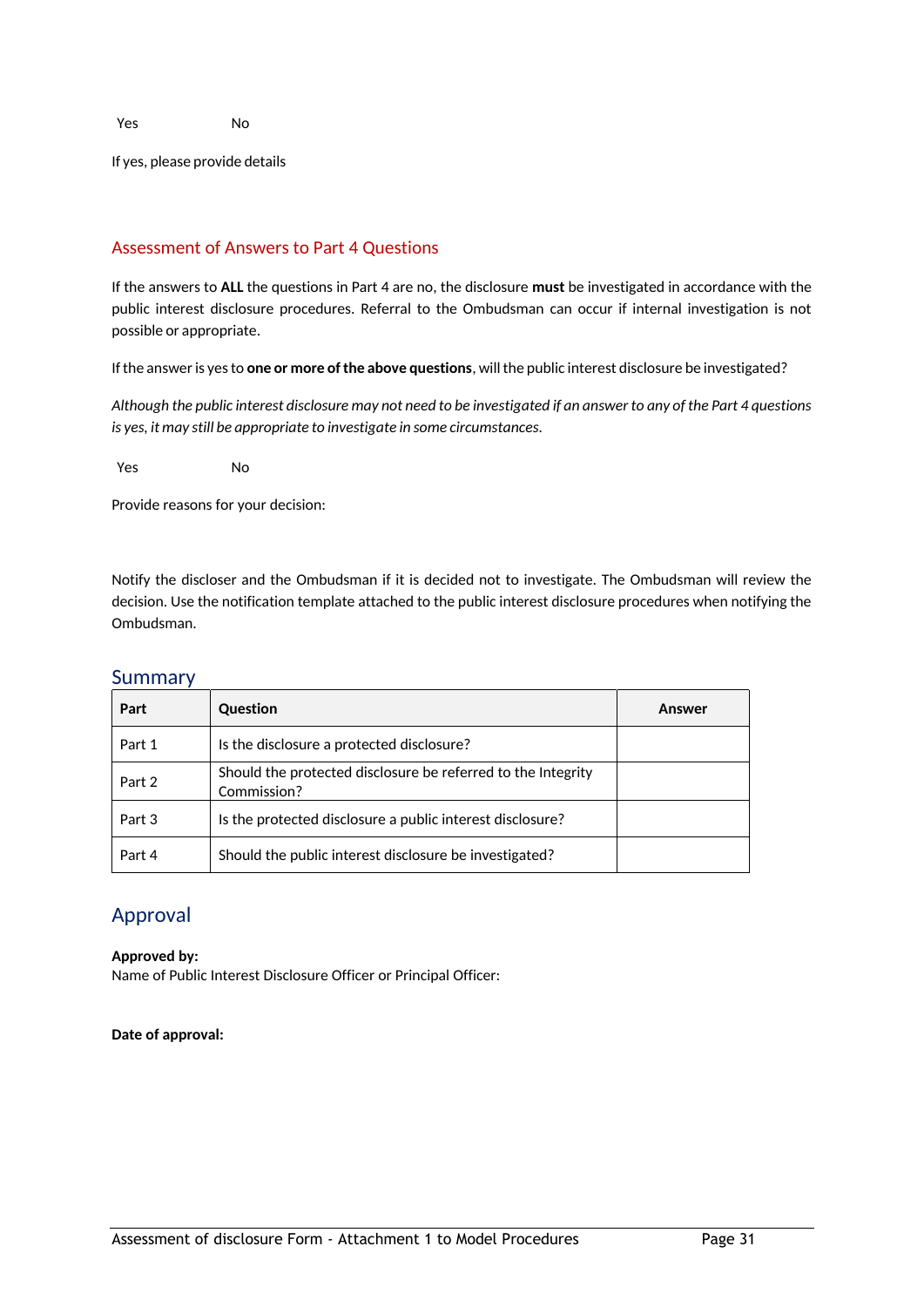Yes No

If yes, please provide details

## Assessment of Answers to Part 4 Questions

If the answers to **ALL** the questions in Part 4 are no, the disclosure **must** be investigated in accordance with the public interest disclosure procedures. Referral to the Ombudsman can occur if internal investigation is not possible or appropriate.

If the answer is yes to **one or more of the above questions**, will the public interest disclosure be investigated?

*Although the public interest disclosure may not need to be investigated if an answer to any of the Part 4 questions is yes, it may still be appropriate to investigate in some circumstances.*

Yes No

Provide reasons for your decision:

Notify the discloser and the Ombudsman if it is decided not to investigate. The Ombudsman will review the decision. Use the notification template attached to the public interest disclosure procedures when notifying the Ombudsman.

## Summary

| Part | Question | Answer |
|---|---|---|
| Part 1 | Is the disclosure a protected disclosure? | |
| Part 2 | Should the protected disclosure be referred to the Integrity Commission? | |
| Part 3 | Is the protected disclosure a public interest disclosure? | |
| Part 4 | Should the public interest disclosure be investigated? | |

## Approval

**Approved by:**
Name of Public Interest Disclosure Officer or Principal Officer:

**Date of approval:**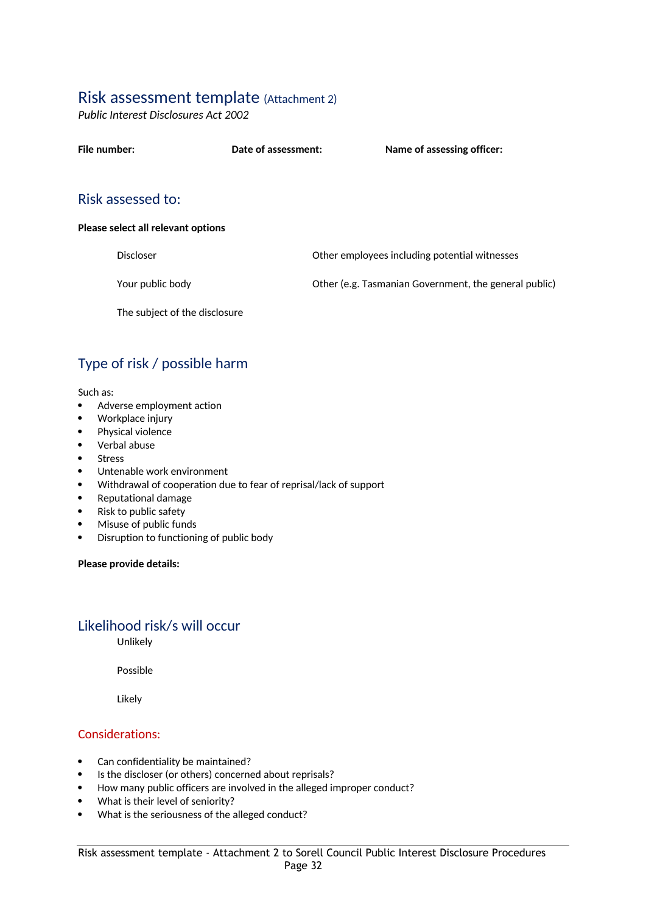# Risk assessment template (Attachment 2)

*Public Interest Disclosures Act 2002*

**File number:** **Date of assessment:** **Name of assessing officer:**

## Risk assessed to:

**Please select all relevant options**

Discloser

Your public body

The subject of the disclosure

Other employees including potential witnesses

Other (e.g. Tasmanian Government, the general public)

## Type of risk / possible harm

Such as:

- Adverse employment action
- Workplace injury
- Physical violence
- Verbal abuse
- Stress
- Untenable work environment
- Withdrawal of cooperation due to fear of reprisal/lack of support
- Reputational damage
- Risk to public safety
- Misuse of public funds
- Disruption to functioning of public body

**Please provide details:**

## Likelihood risk/s will occur

Unlikely

Possible

Likely

### Considerations:

- Can confidentiality be maintained?
- Is the discloser (or others) concerned about reprisals?
- How many public officers are involved in the alleged improper conduct?
- What is their level of seniority?
- What is the seriousness of the alleged conduct?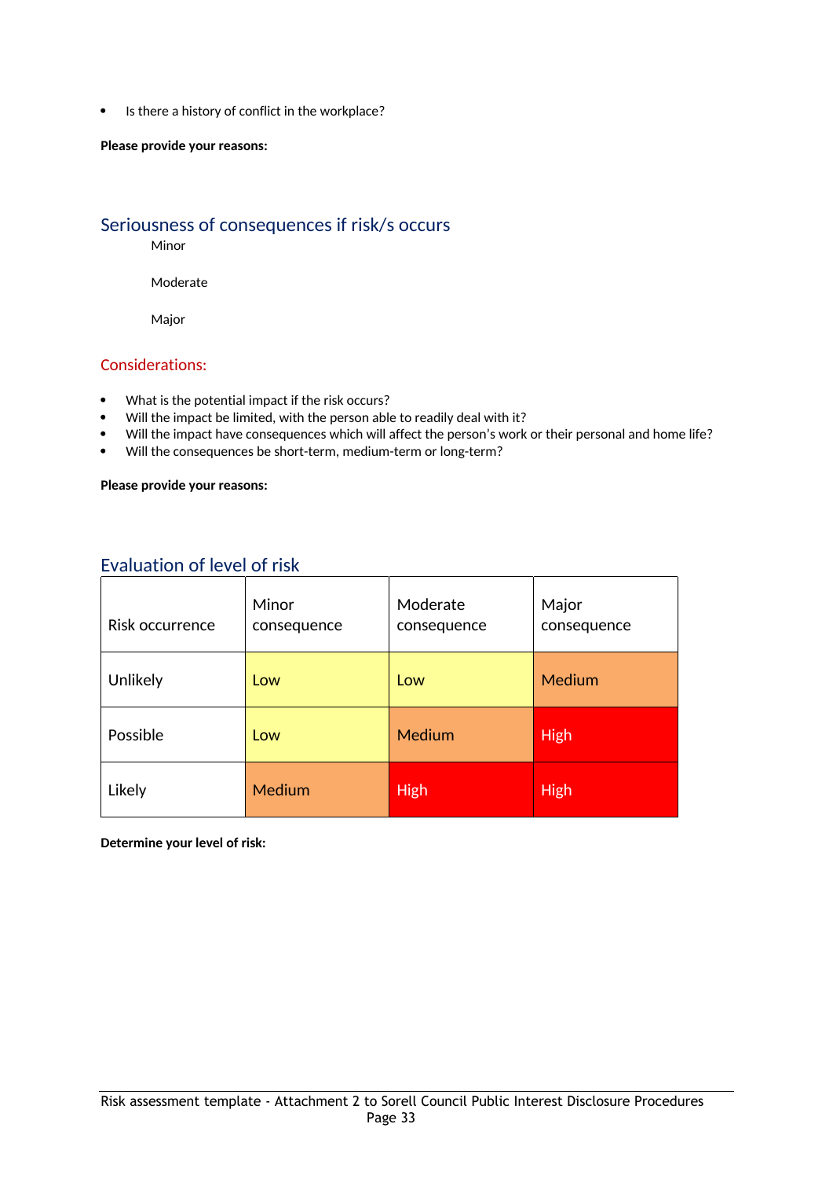- Is there a history of conflict in the workplace?

**Please provide your reasons:**

## Seriousness of consequences if risk/s occurs

Minor

Moderate

Major

## Considerations:

- What is the potential impact if the risk occurs?
- Will the impact be limited, with the person able to readily deal with it?
- Will the impact have consequences which will affect the person's work or their personal and home life?
- Will the consequences be short-term, medium-term or long-term?

**Please provide your reasons:**

## Evaluation of level of risk

| Risk occurrence | Minor consequence | Moderate consequence | Major consequence |
|---|---|---|---|
| Unlikely | Low | Low | Medium |
| Possible | Low | Medium | High |
| Likely | Medium | High | High |

**Determine your level of risk:**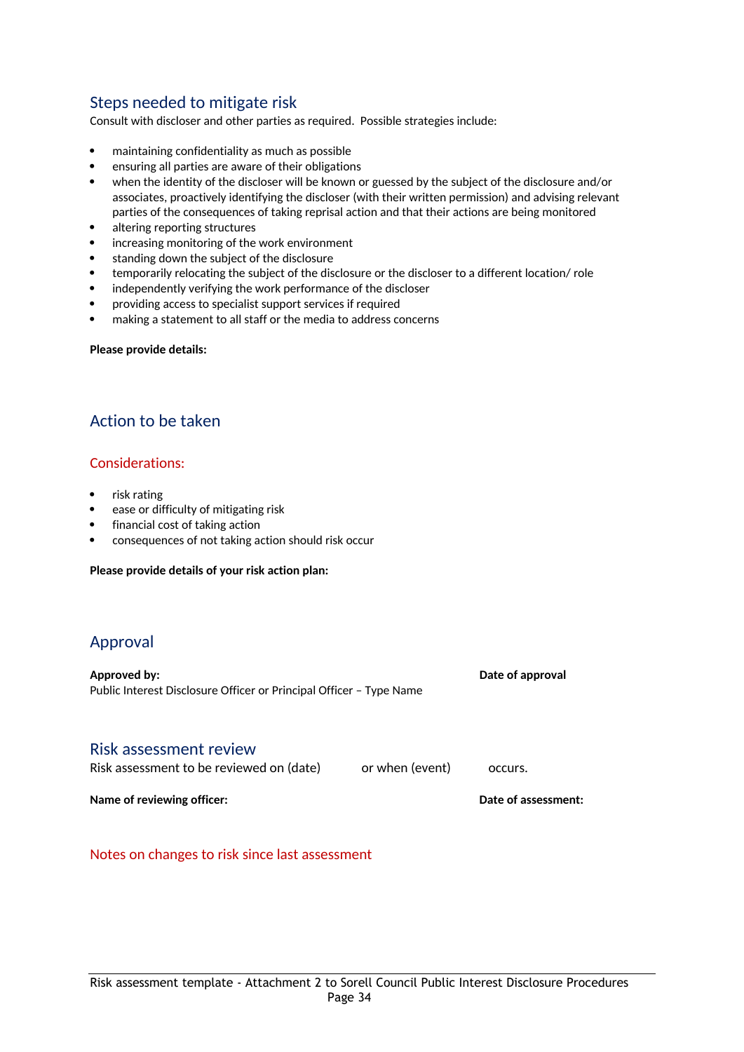## Steps needed to mitigate risk

Consult with discloser and other parties as required. Possible strategies include:

- maintaining confidentiality as much as possible
- ensuring all parties are aware of their obligations
- when the identity of the discloser will be known or guessed by the subject of the disclosure and/or associates, proactively identifying the discloser (with their written permission) and advising relevant parties of the consequences of taking reprisal action and that their actions are being monitored
- altering reporting structures
- increasing monitoring of the work environment
- standing down the subject of the disclosure
- temporarily relocating the subject of the disclosure or the discloser to a different location/ role
- independently verifying the work performance of the discloser
- providing access to specialist support services if required
- making a statement to all staff or the media to address concerns

**Please provide details:**

## Action to be taken

### Considerations:

- risk rating
- ease or difficulty of mitigating risk
- financial cost of taking action
- consequences of not taking action should risk occur

**Please provide details of your risk action plan:**

## Approval

**Approved by:** Public Interest Disclosure Officer or Principal Officer – Type Name

**Date of approval**

## Risk assessment review

Risk assessment to be reviewed on (date) or when (event) occurs.

**Name of reviewing officer:**

**Date of assessment:**

### Notes on changes to risk since last assessment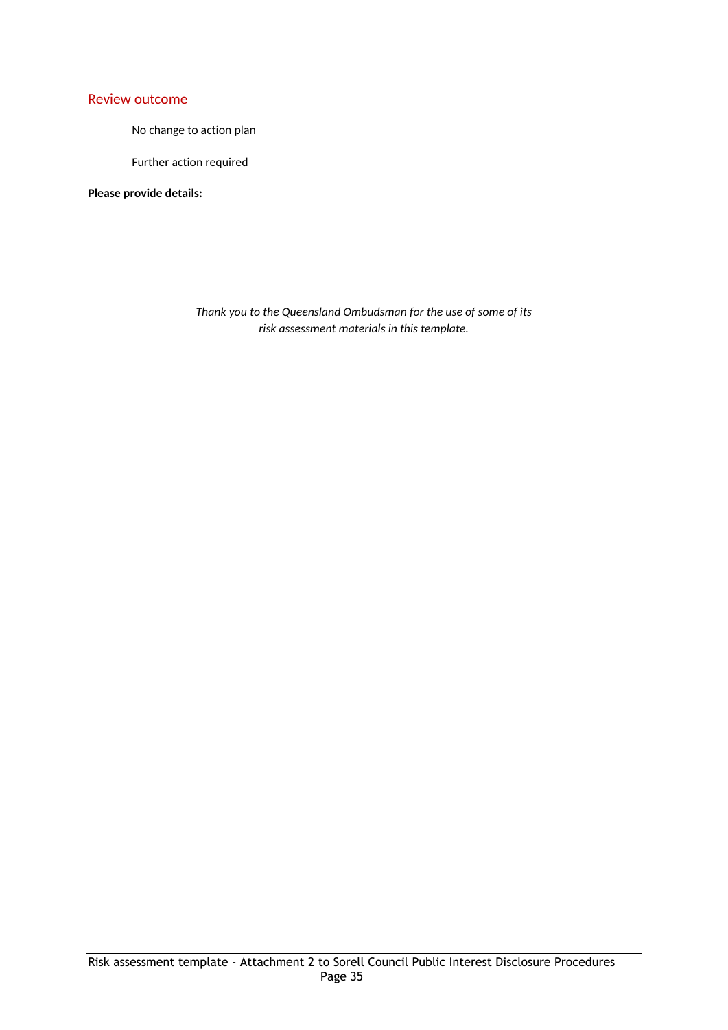## Review outcome

No change to action plan

Further action required

**Please provide details:**

*Thank you to the Queensland Ombudsman for the use of some of its risk assessment materials in this template.*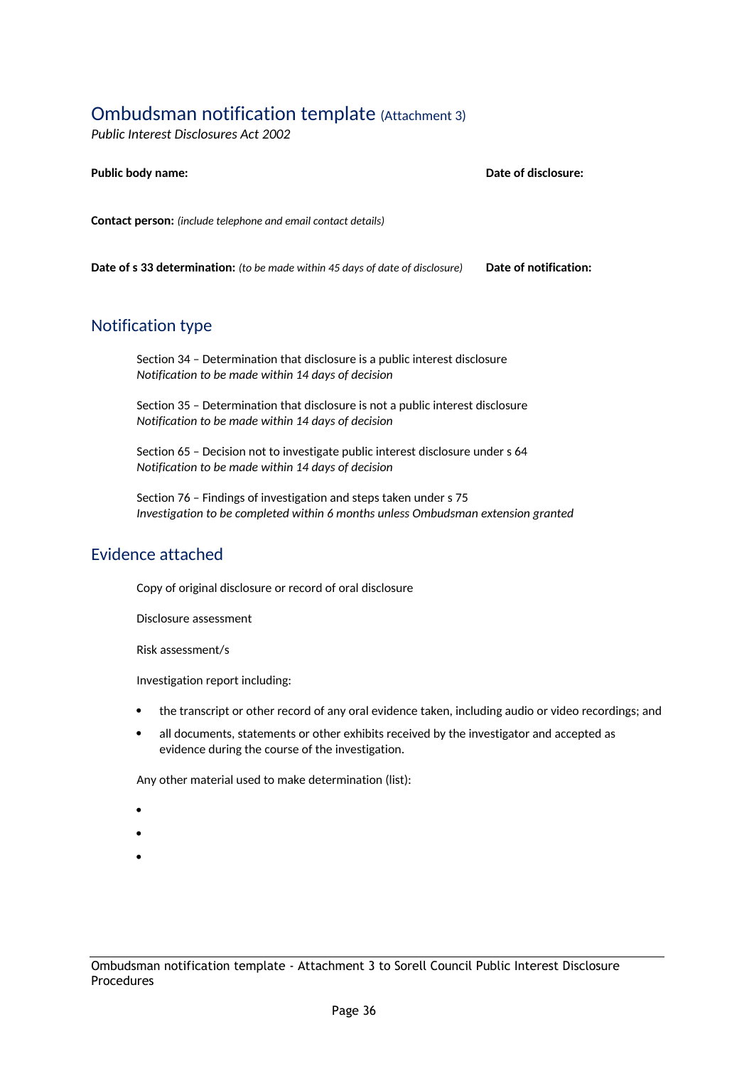## Ombudsman notification template (Attachment 3)

*Public Interest Disclosures Act 2002*

**Public body name:** **Date of disclosure:**

**Contact person:** *(include telephone and email contact details)*

**Date of s 33 determination:** *(to be made within 45 days of date of disclosure)* **Date of notification:**

## Notification type

Section 34 – Determination that disclosure is a public interest disclosure
*Notification to be made within 14 days of decision*

Section 35 – Determination that disclosure is not a public interest disclosure
*Notification to be made within 14 days of decision*

Section 65 – Decision not to investigate public interest disclosure under s 64
*Notification to be made within 14 days of decision*

Section 76 – Findings of investigation and steps taken under s 75
*Investigation to be completed within 6 months unless Ombudsman extension granted*

## Evidence attached

Copy of original disclosure or record of oral disclosure

Disclosure assessment

Risk assessment/s

Investigation report including:

- the transcript or other record of any oral evidence taken, including audio or video recordings; and
- all documents, statements or other exhibits received by the investigator and accepted as evidence during the course of the investigation.

Any other material used to make determination (list):

- 
- 
-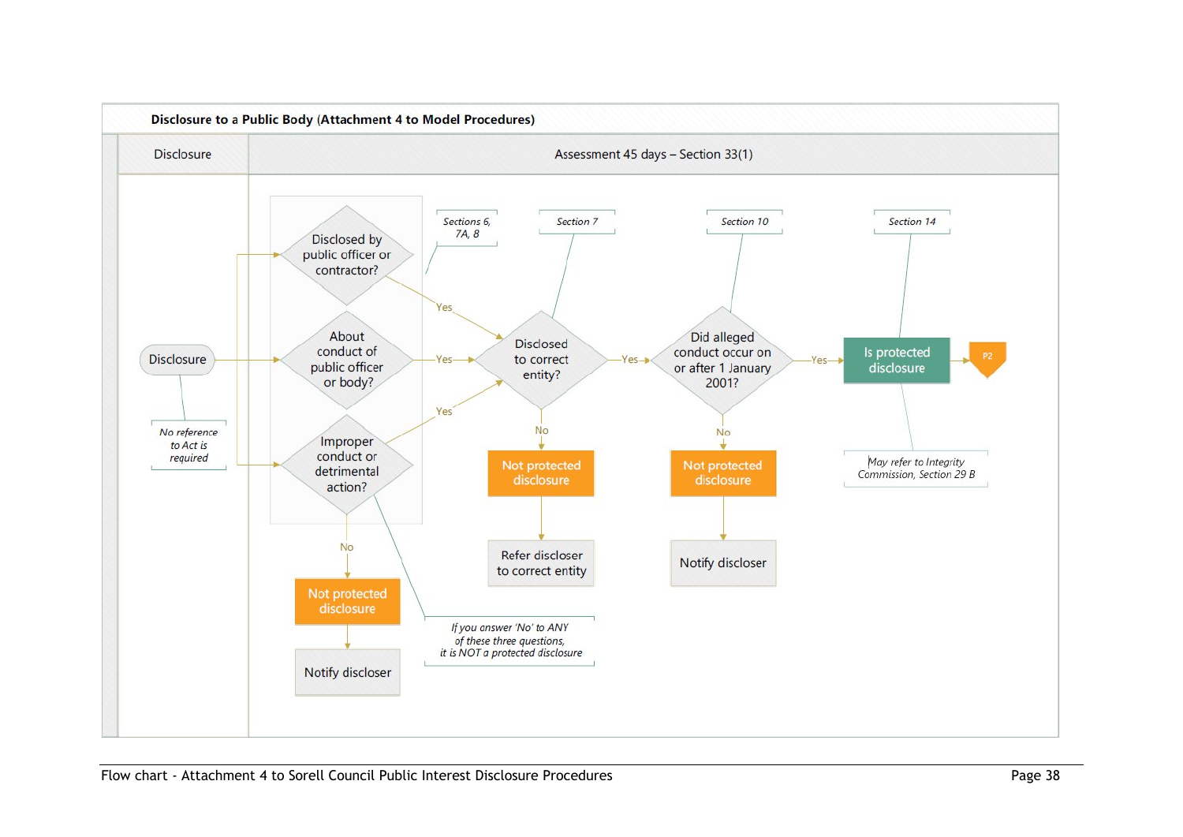**Disclosure to a Public Body (Attachment 4 to Model Procedures)**

| Disclosure | Assessment 45 days – Section 33(1) |
|---|---|

Disclosure

*No reference to Act is required*

Disclosed by public officer or contractor?

About conduct of public officer or body?

Improper conduct or detrimental action?

*Sections 6, 7A, 8*

*If you answer 'No' to ANY of these three questions, it is NOT a protected disclosure*

No → Not protected disclosure → Notify discloser

Yes → Disclosed to correct entity? (*Section 7*)

No → Not protected disclosure → Refer discloser to correct entity

Yes → Did alleged conduct occur on or after 1 January 2001? (*Section 10*)

No → Not protected disclosure → Notify discloser

Yes → Is protected disclosure (*Section 14*) → P2

*May refer to Integrity Commission, Section 29 B*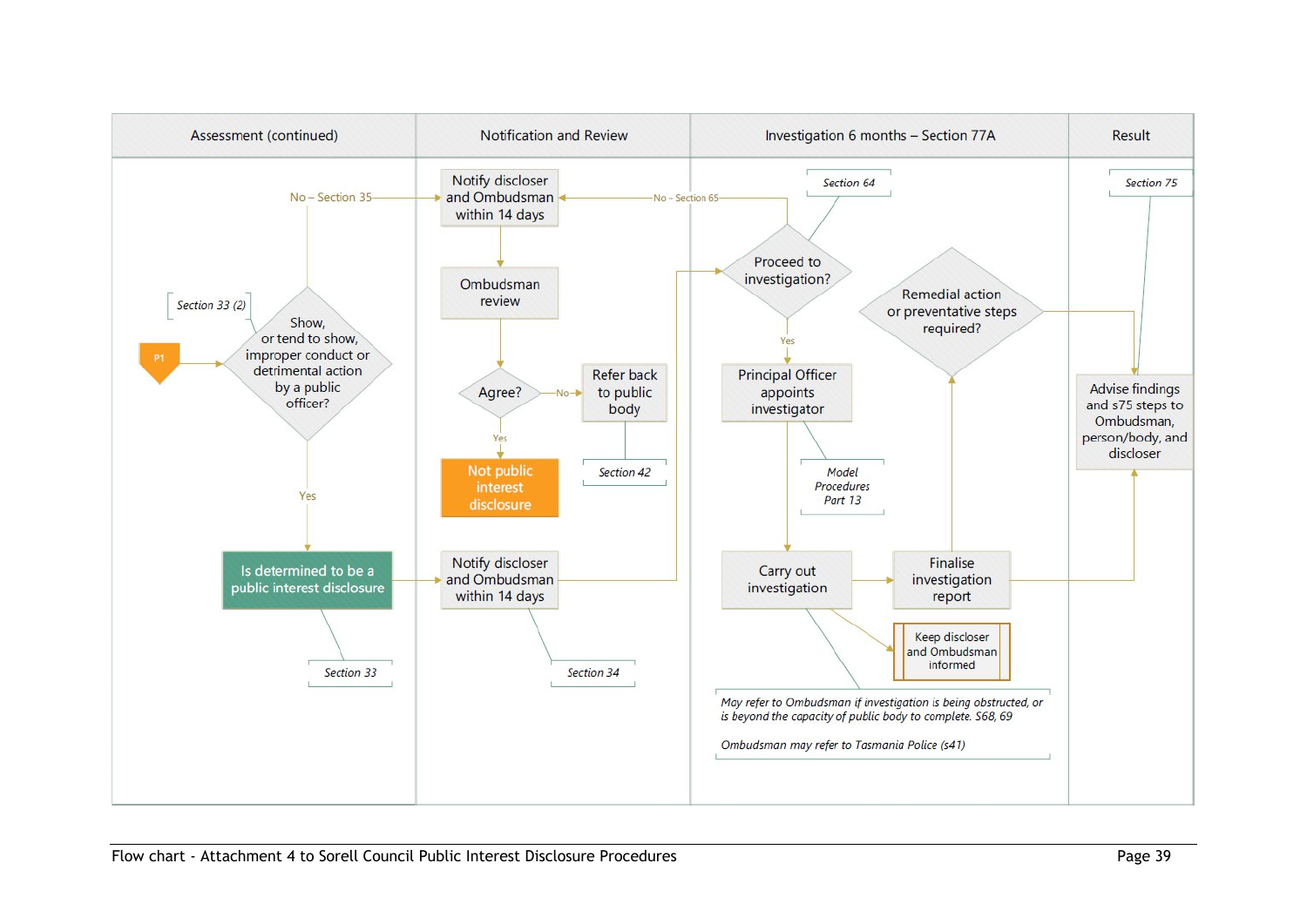Assessment (continued)

Notification and Review

Investigation 6 months – Section 77A

Result

P1

Section 33 (2)

Show, or tend to show, improper conduct or detrimental action by a public officer?

No – Section 35

Yes

Is determined to be a public interest disclosure

Section 33

Notify discloser and Ombudsman within 14 days

Ombudsman review

Agree?

No

Refer back to public body

Section 42

Yes

Not public interest disclosure

Notify discloser and Ombudsman within 14 days

Section 34

No – Section 65

Section 64

Proceed to investigation?

Yes

Principal Officer appoints investigator

Model Procedures Part 13

Carry out investigation

Finalise investigation report

Keep discloser and Ombudsman informed

Remedial action or preventative steps required?

*May refer to Ombudsman if investigation is being obstructed, or is beyond the capacity of public body to complete. S68, 69*

*Ombudsman may refer to Tasmania Police (s41)*

Section 75

Advise findings and s75 steps to Ombudsman, person/body, and discloser

Flow chart - Attachment 4 to Sorell Council Public Interest Disclosure Procedures